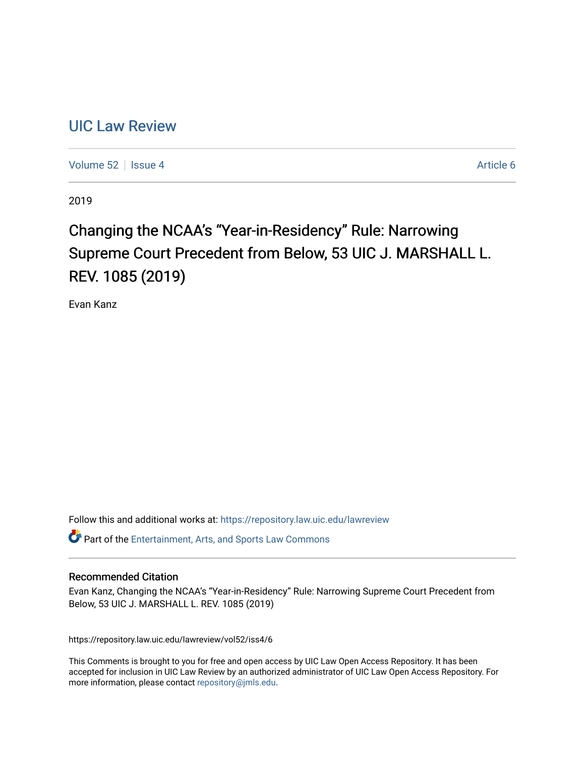# UIC Law Review

Volume 52 | Issue 4 | Article 6

2019

## Changing the NCAA's "Year-in-Residency" Rule: Narrowing Supreme Court Precedent from Below, 53 UIC J. MARSHALL L. REV. 1085 (2019)

Evan Kanz

Follow this and additional works at: https://repository.law.uic.edu/lawreview

Part of the Entertainment, Arts, and Sports Law Commons

### Recommended Citation

Evan Kanz, Changing the NCAA's "Year-in-Residency" Rule: Narrowing Supreme Court Precedent from Below, 53 UIC J. MARSHALL L. REV. 1085 (2019)

https://repository.law.uic.edu/lawreview/vol52/iss4/6

This Comments is brought to you for free and open access by UIC Law Open Access Repository. It has been accepted for inclusion in UIC Law Review by an authorized administrator of UIC Law Open Access Repository. For more information, please contact repository@jmls.edu.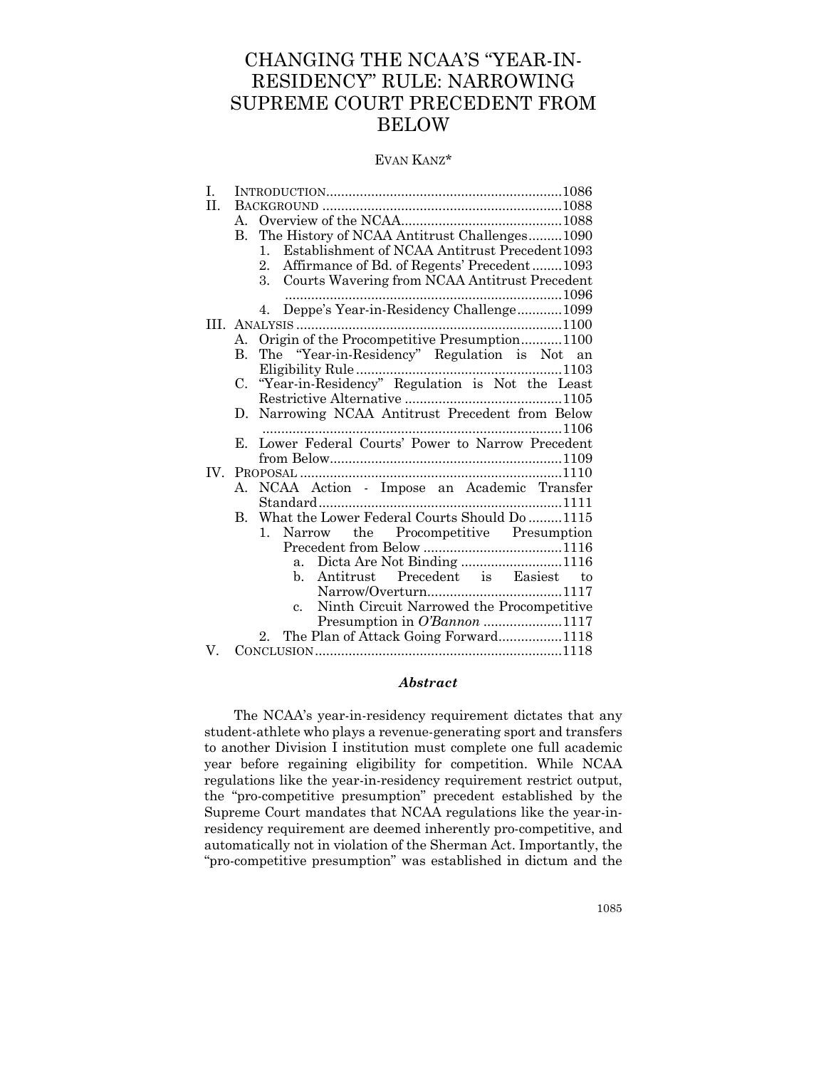# CHANGING THE NCAA'S "YEAR-IN-RESIDENCY" RULE: NARROWING SUPREME COURT PRECEDENT FROM BELOW

EVAN KANZ*

| | | |
|---|---|---|
| I. | INTRODUCTION | 1086 |
| II. | BACKGROUND | 1088 |
| | A. Overview of the NCAA | 1088 |
| | B. The History of NCAA Antitrust Challenges | 1090 |
| | 1. Establishment of NCAA Antitrust Precedent | 1093 |
| | 2. Affirmance of Bd. of Regents' Precedent | 1093 |
| | 3. Courts Wavering from NCAA Antitrust Precedent | 1096 |
| | 4. Deppe's Year-in-Residency Challenge | 1099 |
| III. | ANALYSIS | 1100 |
| | A. Origin of the Procompetitive Presumption | 1100 |
| | B. The "Year-in-Residency" Regulation is Not an Eligibility Rule | 1103 |
| | C. "Year-in-Residency" Regulation is Not the Least Restrictive Alternative | 1105 |
| | D. Narrowing NCAA Antitrust Precedent from Below | 1106 |
| | E. Lower Federal Courts' Power to Narrow Precedent from Below | 1109 |
| IV. | PROPOSAL | 1110 |
| | A. NCAA Action - Impose an Academic Transfer Standard | 1111 |
| | B. What the Lower Federal Courts Should Do | 1115 |
| | 1. Narrow the Procompetitive Presumption Precedent from Below | 1116 |
| | a. Dicta Are Not Binding | 1116 |
| | b. Antitrust Precedent is Easiest to Narrow/Overturn | 1117 |
| | c. Ninth Circuit Narrowed the Procompetitive Presumption in *O'Bannon* | 1117 |
| | 2. The Plan of Attack Going Forward | 1118 |
| V. | CONCLUSION | 1118 |

### *Abstract*

The NCAA's year-in-residency requirement dictates that any student-athlete who plays a revenue-generating sport and transfers to another Division I institution must complete one full academic year before regaining eligibility for competition. While NCAA regulations like the year-in-residency requirement restrict output, the "pro-competitive presumption" precedent established by the Supreme Court mandates that NCAA regulations like the year-in-residency requirement are deemed inherently pro-competitive, and automatically not in violation of the Sherman Act. Importantly, the "pro-competitive presumption" was established in dictum and the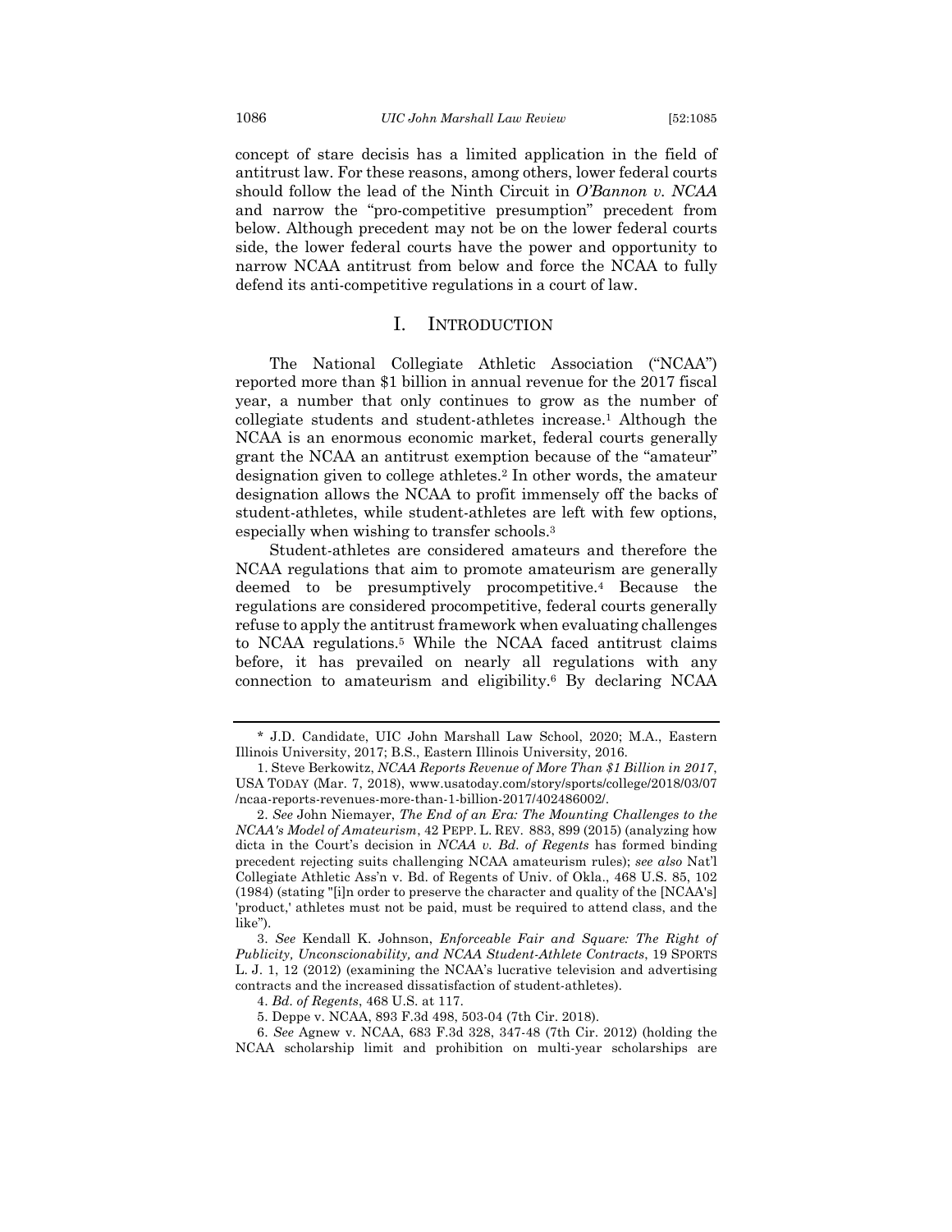concept of stare decisis has a limited application in the field of antitrust law. For these reasons, among others, lower federal courts should follow the lead of the Ninth Circuit in *O'Bannon v. NCAA* and narrow the "pro-competitive presumption" precedent from below. Although precedent may not be on the lower federal courts side, the lower federal courts have the power and opportunity to narrow NCAA antitrust from below and force the NCAA to fully defend its anti-competitive regulations in a court of law.

## I. INTRODUCTION

The National Collegiate Athletic Association ("NCAA") reported more than $1 billion in annual revenue for the 2017 fiscal year, a number that only continues to grow as the number of collegiate students and student-athletes increase.[1] Although the NCAA is an enormous economic market, federal courts generally grant the NCAA an antitrust exemption because of the "amateur" designation given to college athletes.[2] In other words, the amateur designation allows the NCAA to profit immensely off the backs of student-athletes, while student-athletes are left with few options, especially when wishing to transfer schools.[3]

Student-athletes are considered amateurs and therefore the NCAA regulations that aim to promote amateurism are generally deemed to be presumptively procompetitive.[4] Because the regulations are considered procompetitive, federal courts generally refuse to apply the antitrust framework when evaluating challenges to NCAA regulations.[5] While the NCAA faced antitrust claims before, it has prevailed on nearly all regulations with any connection to amateurism and eligibility.[6] By declaring NCAA

---

\* J.D. Candidate, UIC John Marshall Law School, 2020; M.A., Eastern Illinois University, 2017; B.S., Eastern Illinois University, 2016.

1. Steve Berkowitz, *NCAA Reports Revenue of More Than $1 Billion in 2017*, USA TODAY (Mar. 7, 2018), www.usatoday.com/story/sports/college/2018/03/07/ncaa-reports-revenues-more-than-1-billion-2017/402486002/.

2. *See* John Niemayer, *The End of an Era: The Mounting Challenges to the NCAA's Model of Amateurism*, 42 PEPP. L. REV. 883, 899 (2015) (analyzing how dicta in the Court's decision in *NCAA v. Bd. of Regents* has formed binding precedent rejecting suits challenging NCAA amateurism rules); *see also* Nat'l Collegiate Athletic Ass'n v. Bd. of Regents of Univ. of Okla., 468 U.S. 85, 102 (1984) (stating "[i]n order to preserve the character and quality of the [NCAA's] 'product,' athletes must not be paid, must be required to attend class, and the like").

3. *See* Kendall K. Johnson, *Enforceable Fair and Square: The Right of Publicity, Unconscionability, and NCAA Student-Athlete Contracts*, 19 SPORTS L. J. 1, 12 (2012) (examining the NCAA's lucrative television and advertising contracts and the increased dissatisfaction of student-athletes).

4. *Bd. of Regents*, 468 U.S. at 117.

5. Deppe v. NCAA, 893 F.3d 498, 503-04 (7th Cir. 2018).

6. *See* Agnew v. NCAA, 683 F.3d 328, 347-48 (7th Cir. 2012) (holding the NCAA scholarship limit and prohibition on multi-year scholarships are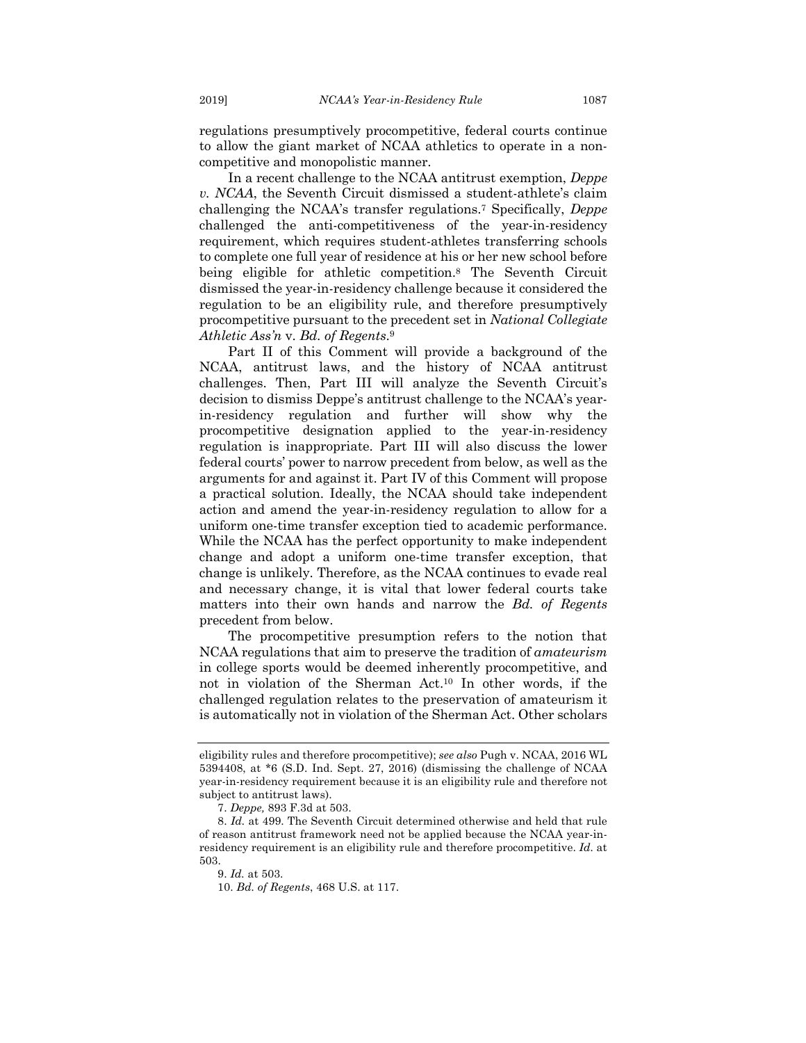regulations presumptively procompetitive, federal courts continue to allow the giant market of NCAA athletics to operate in a non-competitive and monopolistic manner.

In a recent challenge to the NCAA antitrust exemption, *Deppe v. NCAA*, the Seventh Circuit dismissed a student-athlete's claim challenging the NCAA's transfer regulations.[7] Specifically, *Deppe* challenged the anti-competitiveness of the year-in-residency requirement, which requires student-athletes transferring schools to complete one full year of residence at his or her new school before being eligible for athletic competition.[8] The Seventh Circuit dismissed the year-in-residency challenge because it considered the regulation to be an eligibility rule, and therefore presumptively procompetitive pursuant to the precedent set in *National Collegiate Athletic Ass'n* v. *Bd. of Regents*.[9]

Part II of this Comment will provide a background of the NCAA, antitrust laws, and the history of NCAA antitrust challenges. Then, Part III will analyze the Seventh Circuit's decision to dismiss Deppe's antitrust challenge to the NCAA's year-in-residency regulation and further will show why the procompetitive designation applied to the year-in-residency regulation is inappropriate. Part III will also discuss the lower federal courts' power to narrow precedent from below, as well as the arguments for and against it. Part IV of this Comment will propose a practical solution. Ideally, the NCAA should take independent action and amend the year-in-residency regulation to allow for a uniform one-time transfer exception tied to academic performance. While the NCAA has the perfect opportunity to make independent change and adopt a uniform one-time transfer exception, that change is unlikely. Therefore, as the NCAA continues to evade real and necessary change, it is vital that lower federal courts take matters into their own hands and narrow the *Bd. of Regents* precedent from below.

The procompetitive presumption refers to the notion that NCAA regulations that aim to preserve the tradition of *amateurism* in college sports would be deemed inherently procompetitive, and not in violation of the Sherman Act.[10] In other words, if the challenged regulation relates to the preservation of amateurism it is automatically not in violation of the Sherman Act. Other scholars

---

eligibility rules and therefore procompetitive); *see also* Pugh v. NCAA, 2016 WL 5394408, at *6 (S.D. Ind. Sept. 27, 2016) (dismissing the challenge of NCAA year-in-residency requirement because it is an eligibility rule and therefore not subject to antitrust laws).

7. *Deppe,* 893 F.3d at 503.

8. *Id.* at 499. The Seventh Circuit determined otherwise and held that rule of reason antitrust framework need not be applied because the NCAA year-in-residency requirement is an eligibility rule and therefore procompetitive. *Id.* at 503.

9. *Id.* at 503.

10. *Bd. of Regents*, 468 U.S. at 117.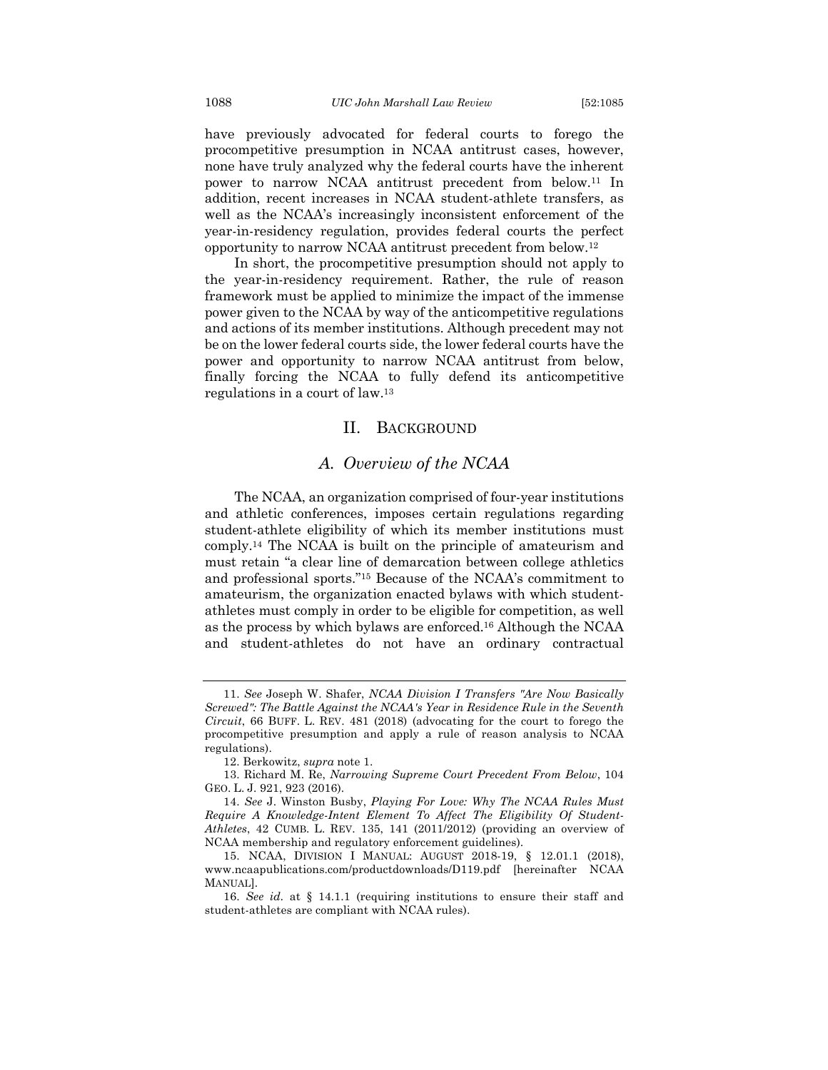have previously advocated for federal courts to forego the procompetitive presumption in NCAA antitrust cases, however, none have truly analyzed why the federal courts have the inherent power to narrow NCAA antitrust precedent from below.[11] In addition, recent increases in NCAA student-athlete transfers, as well as the NCAA's increasingly inconsistent enforcement of the year-in-residency regulation, provides federal courts the perfect opportunity to narrow NCAA antitrust precedent from below.[12]

In short, the procompetitive presumption should not apply to the year-in-residency requirement. Rather, the rule of reason framework must be applied to minimize the impact of the immense power given to the NCAA by way of the anticompetitive regulations and actions of its member institutions. Although precedent may not be on the lower federal courts side, the lower federal courts have the power and opportunity to narrow NCAA antitrust from below, finally forcing the NCAA to fully defend its anticompetitive regulations in a court of law.[13]

## II. Background

### A. Overview of the NCAA

The NCAA, an organization comprised of four-year institutions and athletic conferences, imposes certain regulations regarding student-athlete eligibility of which its member institutions must comply.[14] The NCAA is built on the principle of amateurism and must retain "a clear line of demarcation between college athletics and professional sports."[15] Because of the NCAA's commitment to amateurism, the organization enacted bylaws with which student-athletes must comply in order to be eligible for competition, as well as the process by which bylaws are enforced.[16] Although the NCAA and student-athletes do not have an ordinary contractual

---

11. *See* Joseph W. Shafer, *NCAA Division I Transfers "Are Now Basically Screwed": The Battle Against the NCAA's Year in Residence Rule in the Seventh Circuit*, 66 Buff. L. Rev. 481 (2018) (advocating for the court to forego the procompetitive presumption and apply a rule of reason analysis to NCAA regulations).

12. Berkowitz, *supra* note 1.

13. Richard M. Re, *Narrowing Supreme Court Precedent From Below*, 104 Geo. L. J. 921, 923 (2016).

14. *See* J. Winston Busby, *Playing For Love: Why The NCAA Rules Must Require A Knowledge-Intent Element To Affect The Eligibility Of Student-Athletes*, 42 Cumb. L. Rev. 135, 141 (2011/2012) (providing an overview of NCAA membership and regulatory enforcement guidelines).

15. NCAA, Division I Manual: August 2018-19, § 12.01.1 (2018), www.ncaapublications.com/productdownloads/D119.pdf [hereinafter NCAA Manual].

16. *See id.* at § 14.1.1 (requiring institutions to ensure their staff and student-athletes are compliant with NCAA rules).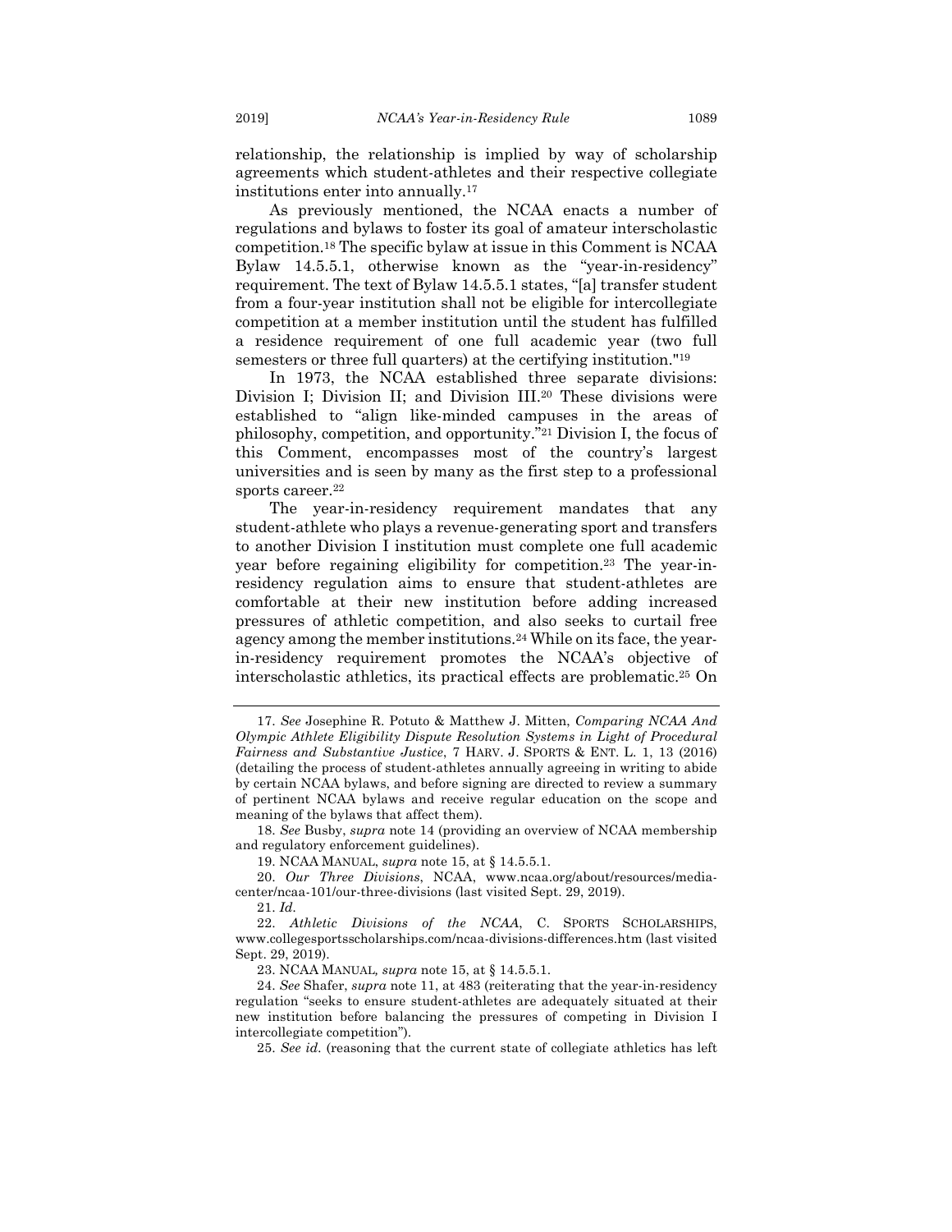relationship, the relationship is implied by way of scholarship agreements which student-athletes and their respective collegiate institutions enter into annually.[17]

As previously mentioned, the NCAA enacts a number of regulations and bylaws to foster its goal of amateur interscholastic competition.[18] The specific bylaw at issue in this Comment is NCAA Bylaw 14.5.5.1, otherwise known as the "year-in-residency" requirement. The text of Bylaw 14.5.5.1 states, "[a] transfer student from a four-year institution shall not be eligible for intercollegiate competition at a member institution until the student has fulfilled a residence requirement of one full academic year (two full semesters or three full quarters) at the certifying institution."[19]

In 1973, the NCAA established three separate divisions: Division I; Division II; and Division III.[20] These divisions were established to "align like-minded campuses in the areas of philosophy, competition, and opportunity."[21] Division I, the focus of this Comment, encompasses most of the country's largest universities and is seen by many as the first step to a professional sports career.[22]

The year-in-residency requirement mandates that any student-athlete who plays a revenue-generating sport and transfers to another Division I institution must complete one full academic year before regaining eligibility for competition.[23] The year-in-residency regulation aims to ensure that student-athletes are comfortable at their new institution before adding increased pressures of athletic competition, and also seeks to curtail free agency among the member institutions.[24] While on its face, the year-in-residency requirement promotes the NCAA's objective of interscholastic athletics, its practical effects are problematic.[25] On

---

17. *See* Josephine R. Potuto & Matthew J. Mitten, *Comparing NCAA And Olympic Athlete Eligibility Dispute Resolution Systems in Light of Procedural Fairness and Substantive Justice*, 7 HARV. J. SPORTS & ENT. L. 1, 13 (2016) (detailing the process of student-athletes annually agreeing in writing to abide by certain NCAA bylaws, and before signing are directed to review a summary of pertinent NCAA bylaws and receive regular education on the scope and meaning of the bylaws that affect them).

18. *See* Busby, *supra* note 14 (providing an overview of NCAA membership and regulatory enforcement guidelines).

19. NCAA MANUAL, *supra* note 15, at § 14.5.5.1.

20. *Our Three Divisions*, NCAA, www.ncaa.org/about/resources/media-center/ncaa-101/our-three-divisions (last visited Sept. 29, 2019).

21. *Id.*

22. *Athletic Divisions of the NCAA*, C. SPORTS SCHOLARSHIPS, www.collegesportsscholarships.com/ncaa-divisions-differences.htm (last visited Sept. 29, 2019).

23. NCAA MANUAL, *supra* note 15, at § 14.5.5.1.

24. *See* Shafer, *supra* note 11, at 483 (reiterating that the year-in-residency regulation "seeks to ensure student-athletes are adequately situated at their new institution before balancing the pressures of competing in Division I intercollegiate competition").

25. *See id.* (reasoning that the current state of collegiate athletics has left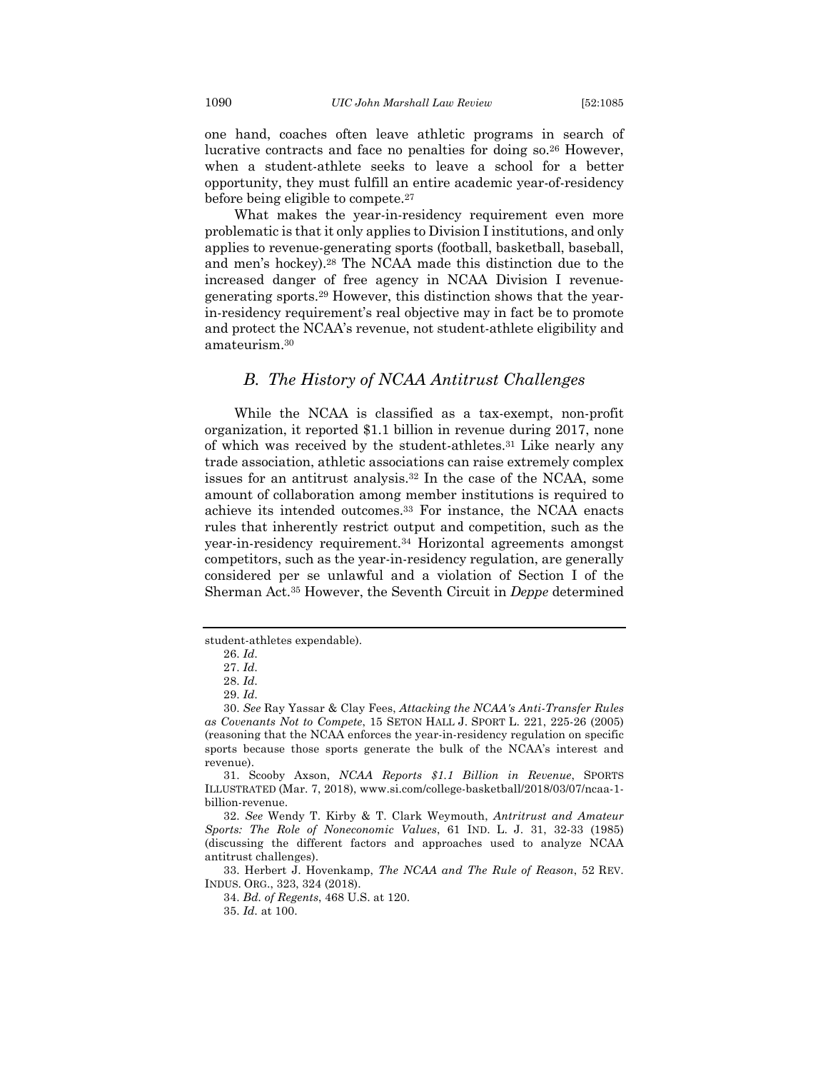one hand, coaches often leave athletic programs in search of lucrative contracts and face no penalties for doing so.[26] However, when a student-athlete seeks to leave a school for a better opportunity, they must fulfill an entire academic year-of-residency before being eligible to compete.[27]

What makes the year-in-residency requirement even more problematic is that it only applies to Division I institutions, and only applies to revenue-generating sports (football, basketball, baseball, and men's hockey).[28] The NCAA made this distinction due to the increased danger of free agency in NCAA Division I revenue-generating sports.[29] However, this distinction shows that the year-in-residency requirement's real objective may in fact be to promote and protect the NCAA's revenue, not student-athlete eligibility and amateurism.[30]

## *B. The History of NCAA Antitrust Challenges*

While the NCAA is classified as a tax-exempt, non-profit organization, it reported $1.1 billion in revenue during 2017, none of which was received by the student-athletes.[31] Like nearly any trade association, athletic associations can raise extremely complex issues for an antitrust analysis.[32] In the case of the NCAA, some amount of collaboration among member institutions is required to achieve its intended outcomes.[33] For instance, the NCAA enacts rules that inherently restrict output and competition, such as the year-in-residency requirement.[34] Horizontal agreements amongst competitors, such as the year-in-residency regulation, are generally considered per se unlawful and a violation of Section I of the Sherman Act.[35] However, the Seventh Circuit in *Deppe* determined

---

student-athletes expendable).

26. *Id.*

27. *Id.*

28. *Id.*

29. *Id.*

30. *See* Ray Yassar & Clay Fees, *Attacking the NCAA's Anti-Transfer Rules as Covenants Not to Compete*, 15 SETON HALL J. SPORT L. 221, 225-26 (2005) (reasoning that the NCAA enforces the year-in-residency regulation on specific sports because those sports generate the bulk of the NCAA's interest and revenue).

31. Scooby Axson, *NCAA Reports $1.1 Billion in Revenue*, SPORTS ILLUSTRATED (Mar. 7, 2018), www.si.com/college-basketball/2018/03/07/ncaa-1-billion-revenue.

32. *See* Wendy T. Kirby & T. Clark Weymouth, *Antritrust and Amateur Sports: The Role of Noneconomic Values*, 61 IND. L. J. 31, 32-33 (1985) (discussing the different factors and approaches used to analyze NCAA antitrust challenges).

33. Herbert J. Hovenkamp, *The NCAA and The Rule of Reason*, 52 REV. INDUS. ORG., 323, 324 (2018).

34. *Bd. of Regents*, 468 U.S. at 120.

35. *Id.* at 100.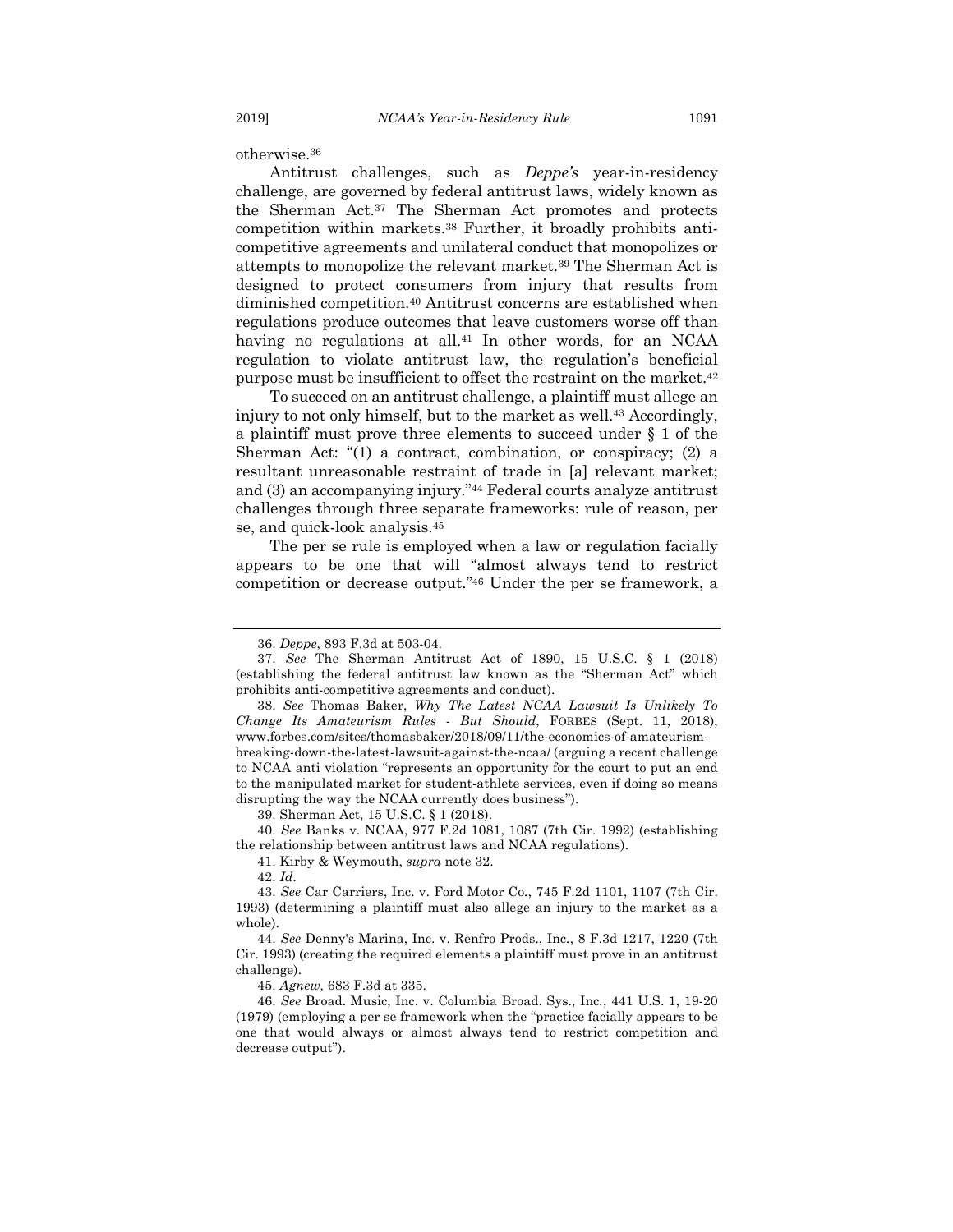otherwise.[36]

Antitrust challenges, such as *Deppe's* year-in-residency challenge, are governed by federal antitrust laws, widely known as the Sherman Act.[37] The Sherman Act promotes and protects competition within markets.[38] Further, it broadly prohibits anti-competitive agreements and unilateral conduct that monopolizes or attempts to monopolize the relevant market.[39] The Sherman Act is designed to protect consumers from injury that results from diminished competition.[40] Antitrust concerns are established when regulations produce outcomes that leave customers worse off than having no regulations at all.[41] In other words, for an NCAA regulation to violate antitrust law, the regulation's beneficial purpose must be insufficient to offset the restraint on the market.[42]

To succeed on an antitrust challenge, a plaintiff must allege an injury to not only himself, but to the market as well.[43] Accordingly, a plaintiff must prove three elements to succeed under § 1 of the Sherman Act: "(1) a contract, combination, or conspiracy; (2) a resultant unreasonable restraint of trade in [a] relevant market; and (3) an accompanying injury."[44] Federal courts analyze antitrust challenges through three separate frameworks: rule of reason, per se, and quick-look analysis.[45]

The per se rule is employed when a law or regulation facially appears to be one that will "almost always tend to restrict competition or decrease output."[46] Under the per se framework, a

---

36. *Deppe*, 893 F.3d at 503-04.

37. *See* The Sherman Antitrust Act of 1890, 15 U.S.C. § 1 (2018) (establishing the federal antitrust law known as the "Sherman Act" which prohibits anti-competitive agreements and conduct).

38. *See* Thomas Baker, *Why The Latest NCAA Lawsuit Is Unlikely To Change Its Amateurism Rules - But Should*, FORBES (Sept. 11, 2018), www.forbes.com/sites/thomasbaker/2018/09/11/the-economics-of-amateurism-breaking-down-the-latest-lawsuit-against-the-ncaa/ (arguing a recent challenge to NCAA anti violation "represents an opportunity for the court to put an end to the manipulated market for student-athlete services, even if doing so means disrupting the way the NCAA currently does business").

39. Sherman Act, 15 U.S.C. § 1 (2018).

40. *See* Banks v. NCAA, 977 F.2d 1081, 1087 (7th Cir. 1992) (establishing the relationship between antitrust laws and NCAA regulations).

41. Kirby & Weymouth, *supra* note 32.

42. *Id*.

43. *See* Car Carriers, Inc. v. Ford Motor Co., 745 F.2d 1101, 1107 (7th Cir. 1993) (determining a plaintiff must also allege an injury to the market as a whole).

44. *See* Denny's Marina, Inc. v. Renfro Prods., Inc., 8 F.3d 1217, 1220 (7th Cir. 1993) (creating the required elements a plaintiff must prove in an antitrust challenge).

45. *Agnew*, 683 F.3d at 335.

46. *See* Broad. Music, Inc. v. Columbia Broad. Sys., Inc., 441 U.S. 1, 19-20 (1979) (employing a per se framework when the "practice facially appears to be one that would always or almost always tend to restrict competition and decrease output").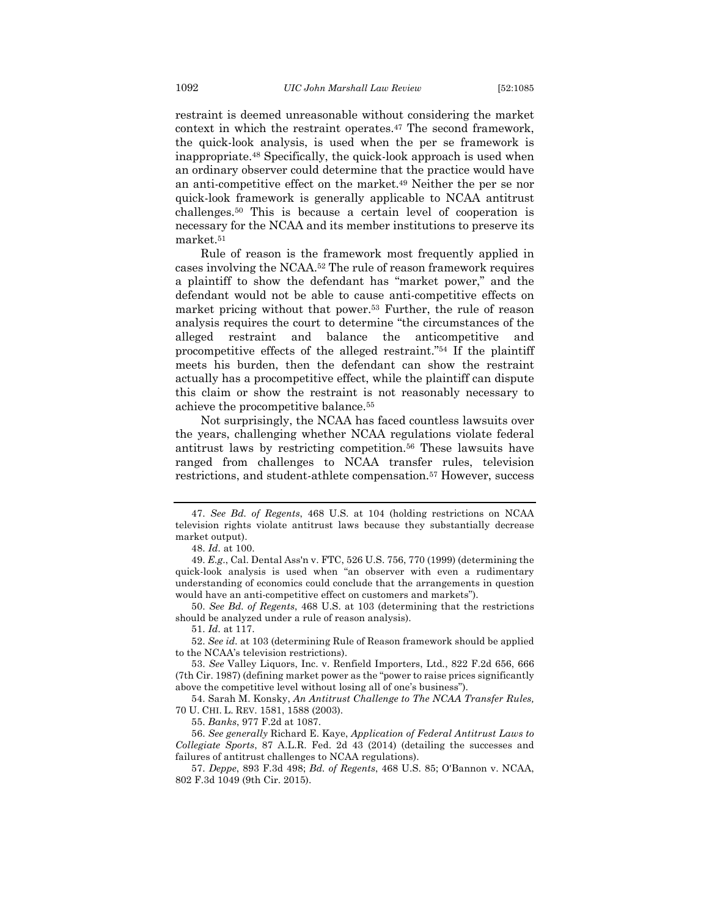restraint is deemed unreasonable without considering the market context in which the restraint operates.[47] The second framework, the quick-look analysis, is used when the per se framework is inappropriate.[48] Specifically, the quick-look approach is used when an ordinary observer could determine that the practice would have an anti-competitive effect on the market.[49] Neither the per se nor quick-look framework is generally applicable to NCAA antitrust challenges.[50] This is because a certain level of cooperation is necessary for the NCAA and its member institutions to preserve its market.[51]

Rule of reason is the framework most frequently applied in cases involving the NCAA.[52] The rule of reason framework requires a plaintiff to show the defendant has "market power," and the defendant would not be able to cause anti-competitive effects on market pricing without that power.[53] Further, the rule of reason analysis requires the court to determine "the circumstances of the alleged restraint and balance the anticompetitive and procompetitive effects of the alleged restraint."[54] If the plaintiff meets his burden, then the defendant can show the restraint actually has a procompetitive effect, while the plaintiff can dispute this claim or show the restraint is not reasonably necessary to achieve the procompetitive balance.[55]

Not surprisingly, the NCAA has faced countless lawsuits over the years, challenging whether NCAA regulations violate federal antitrust laws by restricting competition.[56] These lawsuits have ranged from challenges to NCAA transfer rules, television restrictions, and student-athlete compensation.[57] However, success

---

47. *See Bd. of Regents*, 468 U.S. at 104 (holding restrictions on NCAA television rights violate antitrust laws because they substantially decrease market output).

48. *Id.* at 100.

49. *E.g.*, Cal. Dental Ass'n v. FTC, 526 U.S. 756, 770 (1999) (determining the quick-look analysis is used when "an observer with even a rudimentary understanding of economics could conclude that the arrangements in question would have an anti-competitive effect on customers and markets").

50. *See Bd. of Regents*, 468 U.S. at 103 (determining that the restrictions should be analyzed under a rule of reason analysis).

51. *Id.* at 117.

52. *See id.* at 103 (determining Rule of Reason framework should be applied to the NCAA's television restrictions).

53. *See* Valley Liquors, Inc. v. Renfield Importers, Ltd., 822 F.2d 656, 666 (7th Cir. 1987) (defining market power as the "power to raise prices significantly above the competitive level without losing all of one's business").

54. Sarah M. Konsky, *An Antitrust Challenge to The NCAA Transfer Rules,* 70 U. CHI. L. REV. 1581, 1588 (2003).

55. *Banks*, 977 F.2d at 1087.

56. *See generally* Richard E. Kaye, *Application of Federal Antitrust Laws to Collegiate Sports*, 87 A.L.R. Fed. 2d 43 (2014) (detailing the successes and failures of antitrust challenges to NCAA regulations).

57. *Deppe*, 893 F.3d 498; *Bd. of Regents*, 468 U.S. 85; O'Bannon v. NCAA, 802 F.3d 1049 (9th Cir. 2015).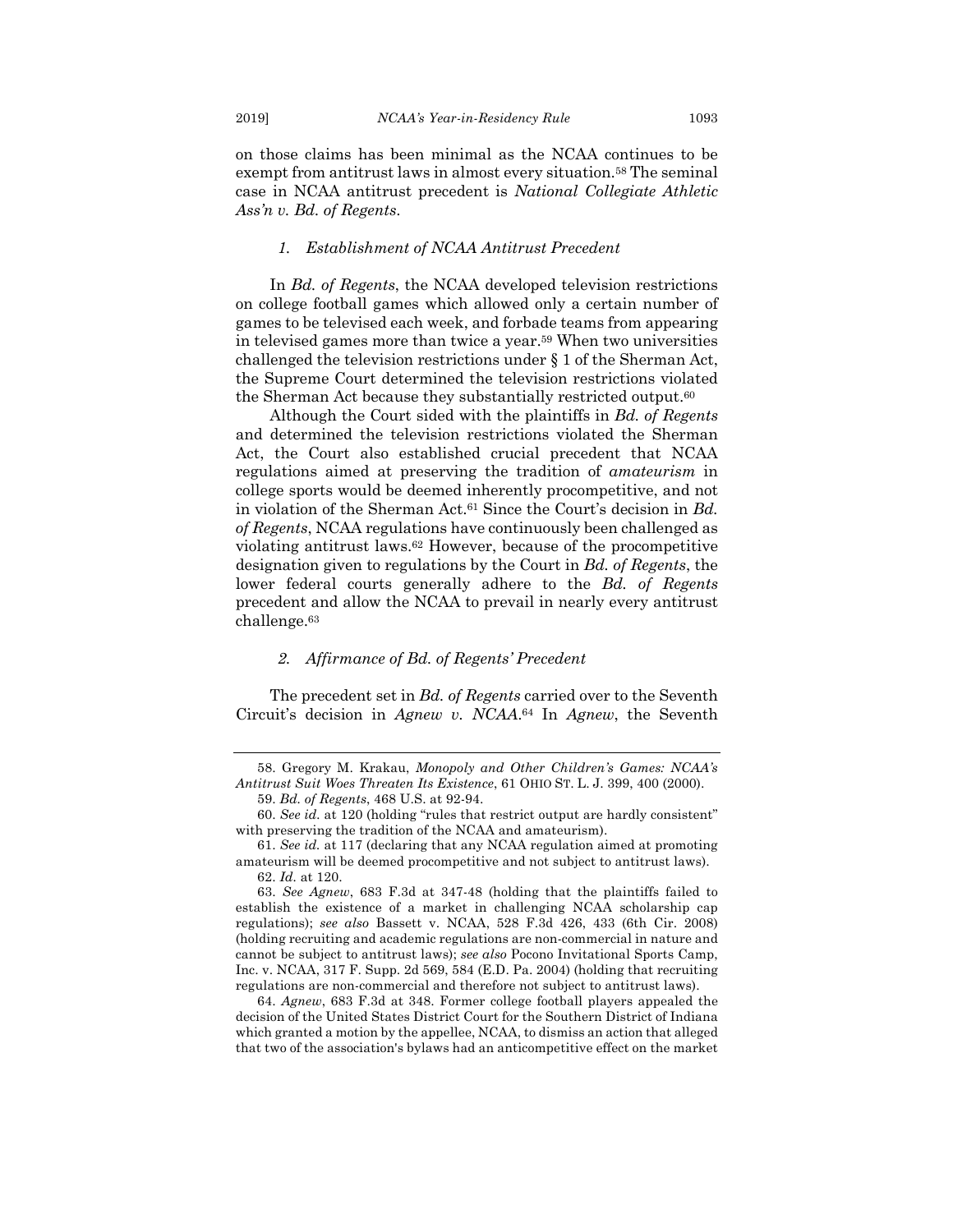on those claims has been minimal as the NCAA continues to be exempt from antitrust laws in almost every situation.[58] The seminal case in NCAA antitrust precedent is *National Collegiate Athletic Ass'n v. Bd. of Regents*.

### *1. Establishment of NCAA Antitrust Precedent*

In *Bd. of Regents*, the NCAA developed television restrictions on college football games which allowed only a certain number of games to be televised each week, and forbade teams from appearing in televised games more than twice a year.[59] When two universities challenged the television restrictions under § 1 of the Sherman Act, the Supreme Court determined the television restrictions violated the Sherman Act because they substantially restricted output.[60]

Although the Court sided with the plaintiffs in *Bd. of Regents* and determined the television restrictions violated the Sherman Act, the Court also established crucial precedent that NCAA regulations aimed at preserving the tradition of *amateurism* in college sports would be deemed inherently procompetitive, and not in violation of the Sherman Act.[61] Since the Court's decision in *Bd. of Regents*, NCAA regulations have continuously been challenged as violating antitrust laws.[62] However, because of the procompetitive designation given to regulations by the Court in *Bd. of Regents*, the lower federal courts generally adhere to the *Bd. of Regents* precedent and allow the NCAA to prevail in nearly every antitrust challenge.[63]

### *2. Affirmance of Bd. of Regents' Precedent*

The precedent set in *Bd. of Regents* carried over to the Seventh Circuit's decision in *Agnew v. NCAA*.[64] In *Agnew*, the Seventh

---

58. Gregory M. Krakau, *Monopoly and Other Children's Games: NCAA's Antitrust Suit Woes Threaten Its Existence*, 61 OHIO ST. L. J. 399, 400 (2000).

59. *Bd. of Regents*, 468 U.S. at 92-94.

60. *See id.* at 120 (holding "rules that restrict output are hardly consistent" with preserving the tradition of the NCAA and amateurism).

61. *See id.* at 117 (declaring that any NCAA regulation aimed at promoting amateurism will be deemed procompetitive and not subject to antitrust laws).

62. *Id.* at 120.

63. *See Agnew*, 683 F.3d at 347-48 (holding that the plaintiffs failed to establish the existence of a market in challenging NCAA scholarship cap regulations); *see also* Bassett v. NCAA, 528 F.3d 426, 433 (6th Cir. 2008) (holding recruiting and academic regulations are non-commercial in nature and cannot be subject to antitrust laws); *see also* Pocono Invitational Sports Camp, Inc. v. NCAA, 317 F. Supp. 2d 569, 584 (E.D. Pa. 2004) (holding that recruiting regulations are non-commercial and therefore not subject to antitrust laws).

64. *Agnew*, 683 F.3d at 348. Former college football players appealed the decision of the United States District Court for the Southern District of Indiana which granted a motion by the appellee, NCAA, to dismiss an action that alleged that two of the association's bylaws had an anticompetitive effect on the market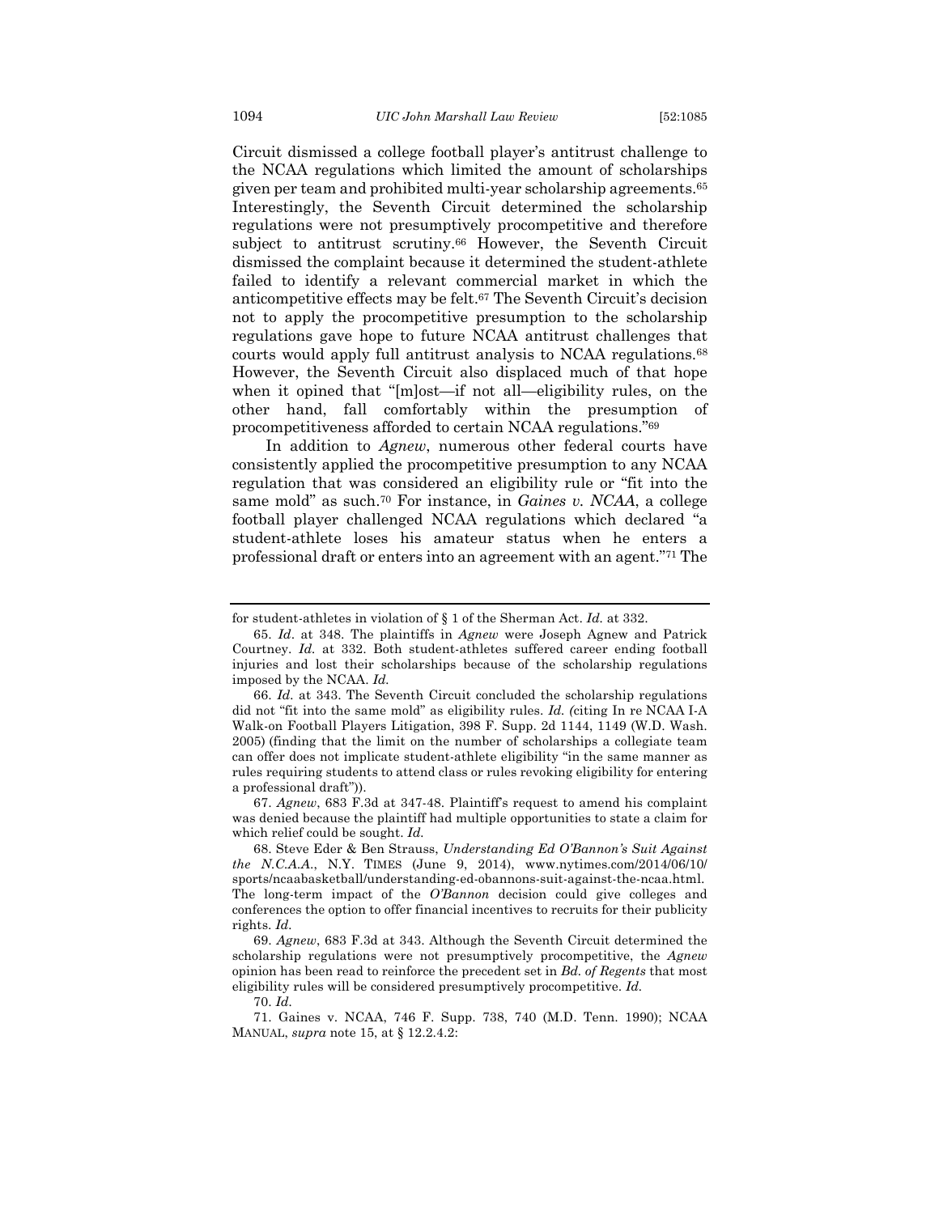Circuit dismissed a college football player's antitrust challenge to the NCAA regulations which limited the amount of scholarships given per team and prohibited multi-year scholarship agreements.[65] Interestingly, the Seventh Circuit determined the scholarship regulations were not presumptively procompetitive and therefore subject to antitrust scrutiny.[66] However, the Seventh Circuit dismissed the complaint because it determined the student-athlete failed to identify a relevant commercial market in which the anticompetitive effects may be felt.[67] The Seventh Circuit's decision not to apply the procompetitive presumption to the scholarship regulations gave hope to future NCAA antitrust challenges that courts would apply full antitrust analysis to NCAA regulations.[68] However, the Seventh Circuit also displaced much of that hope when it opined that "[m]ost—if not all—eligibility rules, on the other hand, fall comfortably within the presumption of procompetitiveness afforded to certain NCAA regulations."[69]

In addition to *Agnew*, numerous other federal courts have consistently applied the procompetitive presumption to any NCAA regulation that was considered an eligibility rule or "fit into the same mold" as such.[70] For instance, in *Gaines v. NCAA*, a college football player challenged NCAA regulations which declared "a student-athlete loses his amateur status when he enters a professional draft or enters into an agreement with an agent."[71] The

---

for student-athletes in violation of § 1 of the Sherman Act. *Id.* at 332.

65. *Id*. at 348. The plaintiffs in *Agnew* were Joseph Agnew and Patrick Courtney. *Id.* at 332. Both student-athletes suffered career ending football injuries and lost their scholarships because of the scholarship regulations imposed by the NCAA. *Id.*

66. *Id*. at 343. The Seventh Circuit concluded the scholarship regulations did not "fit into the same mold" as eligibility rules. *Id. (*citing In re NCAA I-A Walk-on Football Players Litigation, 398 F. Supp. 2d 1144, 1149 (W.D. Wash. 2005) (finding that the limit on the number of scholarships a collegiate team can offer does not implicate student-athlete eligibility "in the same manner as rules requiring students to attend class or rules revoking eligibility for entering a professional draft")).

67. *Agnew*, 683 F.3d at 347-48. Plaintiff's request to amend his complaint was denied because the plaintiff had multiple opportunities to state a claim for which relief could be sought. *Id.*

68. Steve Eder & Ben Strauss, *Understanding Ed O'Bannon's Suit Against the N.C.A.A.*, N.Y. TIMES (June 9, 2014), www.nytimes.com/2014/06/10/sports/ncaabasketball/understanding-ed-obannons-suit-against-the-ncaa.html. The long-term impact of the *O'Bannon* decision could give colleges and conferences the option to offer financial incentives to recruits for their publicity rights. *Id*.

69. *Agnew*, 683 F.3d at 343. Although the Seventh Circuit determined the scholarship regulations were not presumptively procompetitive, the *Agnew* opinion has been read to reinforce the precedent set in *Bd. of Regents* that most eligibility rules will be considered presumptively procompetitive. *Id.*

70. *Id*.

71. Gaines v. NCAA, 746 F. Supp. 738, 740 (M.D. Tenn. 1990); NCAA MANUAL, *supra* note 15, at § 12.2.4.2: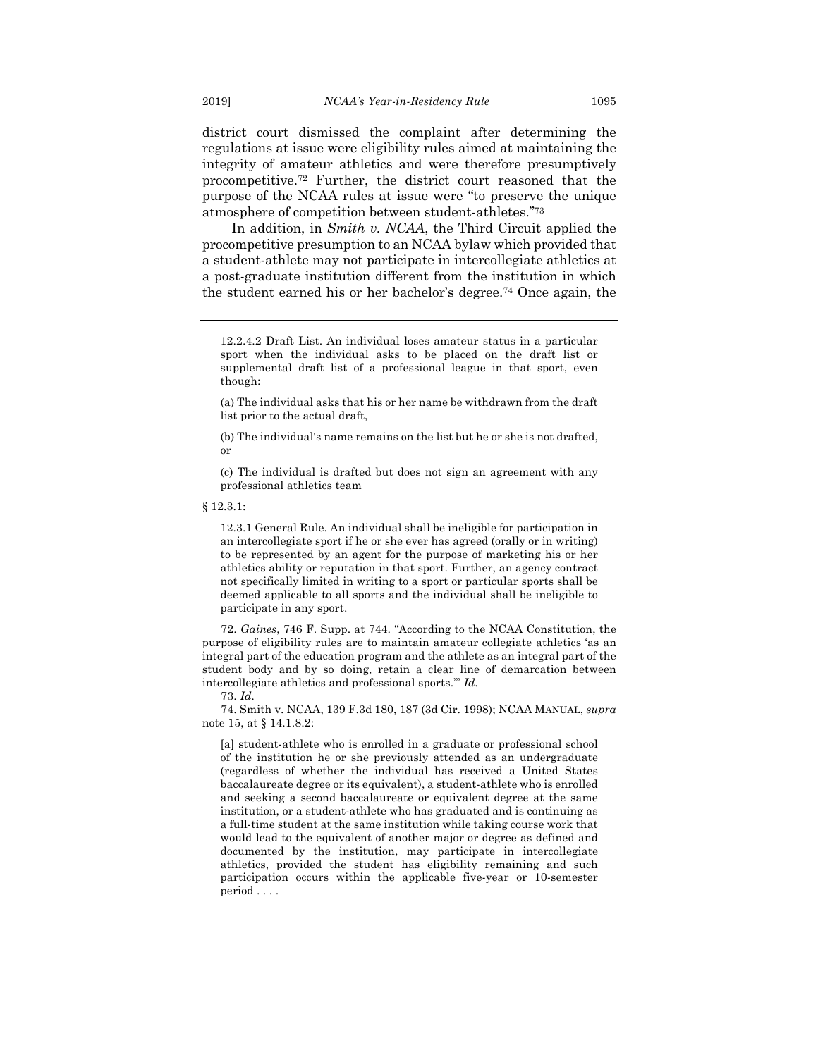district court dismissed the complaint after determining the regulations at issue were eligibility rules aimed at maintaining the integrity of amateur athletics and were therefore presumptively procompetitive.[72] Further, the district court reasoned that the purpose of the NCAA rules at issue were "to preserve the unique atmosphere of competition between student-athletes."[73]

In addition, in *Smith v. NCAA*, the Third Circuit applied the procompetitive presumption to an NCAA bylaw which provided that a student-athlete may not participate in intercollegiate athletics at a post-graduate institution different from the institution in which the student earned his or her bachelor's degree.[74] Once again, the

---

> 12.2.4.2 Draft List. An individual loses amateur status in a particular sport when the individual asks to be placed on the draft list or supplemental draft list of a professional league in that sport, even though:
>
> (a) The individual asks that his or her name be withdrawn from the draft list prior to the actual draft,
>
> (b) The individual's name remains on the list but he or she is not drafted, or
>
> (c) The individual is drafted but does not sign an agreement with any professional athletics team

§ 12.3.1:

> 12.3.1 General Rule. An individual shall be ineligible for participation in an intercollegiate sport if he or she ever has agreed (orally or in writing) to be represented by an agent for the purpose of marketing his or her athletics ability or reputation in that sport. Further, an agency contract not specifically limited in writing to a sport or particular sports shall be deemed applicable to all sports and the individual shall be ineligible to participate in any sport.

72. *Gaines*, 746 F. Supp. at 744. "According to the NCAA Constitution, the purpose of eligibility rules are to maintain amateur collegiate athletics 'as an integral part of the education program and the athlete as an integral part of the student body and by so doing, retain a clear line of demarcation between intercollegiate athletics and professional sports.'" *Id.*

73. *Id.*

74. Smith v. NCAA, 139 F.3d 180, 187 (3d Cir. 1998); NCAA MANUAL, *supra* note 15, at § 14.1.8.2:

> [a] student-athlete who is enrolled in a graduate or professional school of the institution he or she previously attended as an undergraduate (regardless of whether the individual has received a United States baccalaureate degree or its equivalent), a student-athlete who is enrolled and seeking a second baccalaureate or equivalent degree at the same institution, or a student-athlete who has graduated and is continuing as a full-time student at the same institution while taking course work that would lead to the equivalent of another major or degree as defined and documented by the institution, may participate in intercollegiate athletics, provided the student has eligibility remaining and such participation occurs within the applicable five-year or 10-semester period . . . .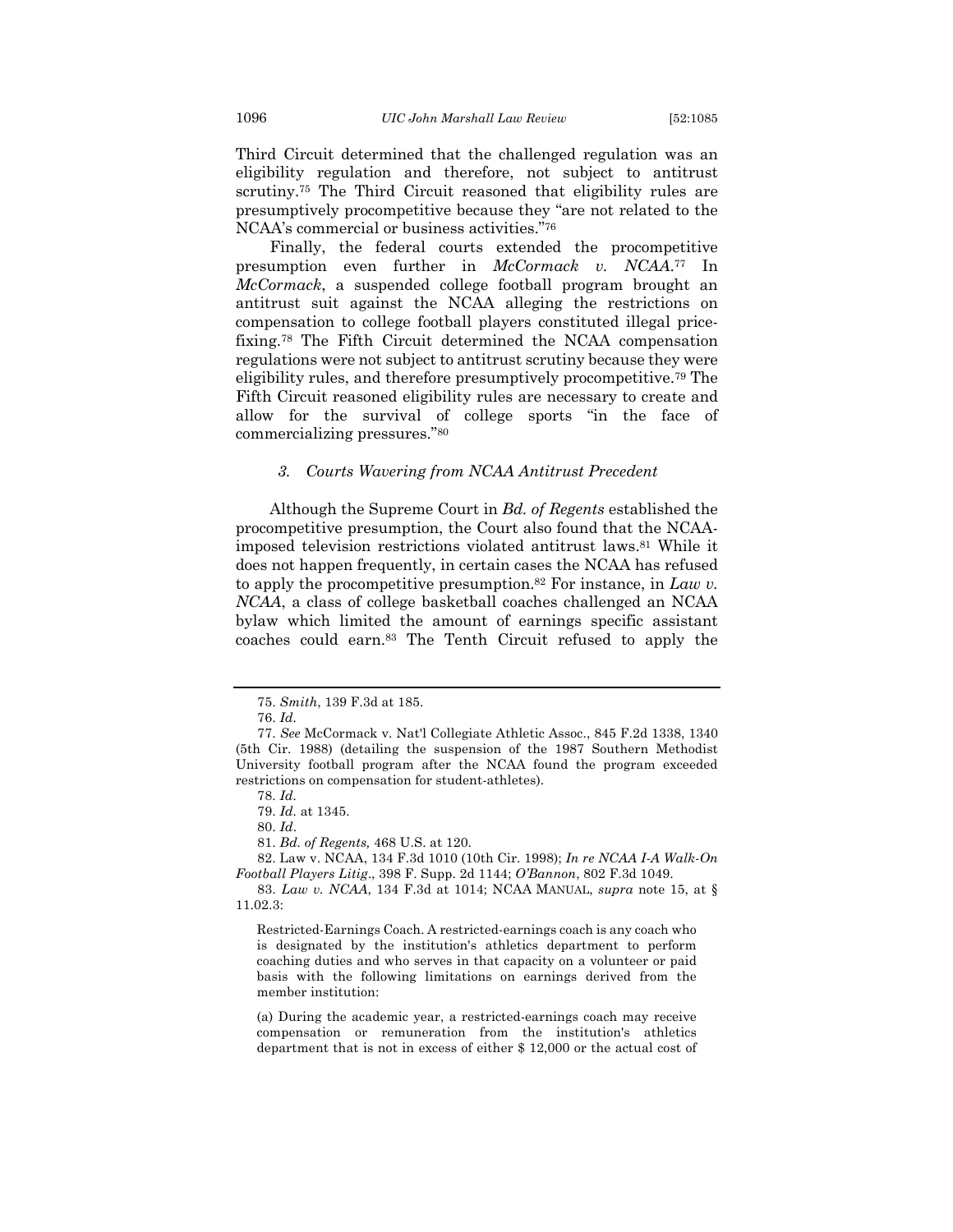Third Circuit determined that the challenged regulation was an eligibility regulation and therefore, not subject to antitrust scrutiny.[75] The Third Circuit reasoned that eligibility rules are presumptively procompetitive because they "are not related to the NCAA's commercial or business activities."[76]

Finally, the federal courts extended the procompetitive presumption even further in *McCormack v. NCAA*.[77] In *McCormack*, a suspended college football program brought an antitrust suit against the NCAA alleging the restrictions on compensation to college football players constituted illegal price-fixing.[78] The Fifth Circuit determined the NCAA compensation regulations were not subject to antitrust scrutiny because they were eligibility rules, and therefore presumptively procompetitive.[79] The Fifth Circuit reasoned eligibility rules are necessary to create and allow for the survival of college sports "in the face of commercializing pressures."[80]

### *3. Courts Wavering from NCAA Antitrust Precedent*

Although the Supreme Court in *Bd. of Regents* established the procompetitive presumption, the Court also found that the NCAA-imposed television restrictions violated antitrust laws.[81] While it does not happen frequently, in certain cases the NCAA has refused to apply the procompetitive presumption.[82] For instance, in *Law v. NCAA*, a class of college basketball coaches challenged an NCAA bylaw which limited the amount of earnings specific assistant coaches could earn.[83] The Tenth Circuit refused to apply the

---

75. *Smith*, 139 F.3d at 185.

76. *Id.*

77. *See* McCormack v. Nat'l Collegiate Athletic Assoc., 845 F.2d 1338, 1340 (5th Cir. 1988) (detailing the suspension of the 1987 Southern Methodist University football program after the NCAA found the program exceeded restrictions on compensation for student-athletes).

78. *Id.*

79. *Id.* at 1345.

80. *Id*.

81. *Bd. of Regents,* 468 U.S. at 120.

82. Law v. NCAA, 134 F.3d 1010 (10th Cir. 1998); *In re NCAA I-A Walk-On Football Players Litig*., 398 F. Supp. 2d 1144; *O'Bannon*, 802 F.3d 1049.

83. *Law v. NCAA*, 134 F.3d at 1014; NCAA MANUAL, *supra* note 15, at § 11.02.3:

> Restricted-Earnings Coach. A restricted-earnings coach is any coach who is designated by the institution's athletics department to perform coaching duties and who serves in that capacity on a volunteer or paid basis with the following limitations on earnings derived from the member institution:
>
> (a) During the academic year, a restricted-earnings coach may receive compensation or remuneration from the institution's athletics department that is not in excess of either $ 12,000 or the actual cost of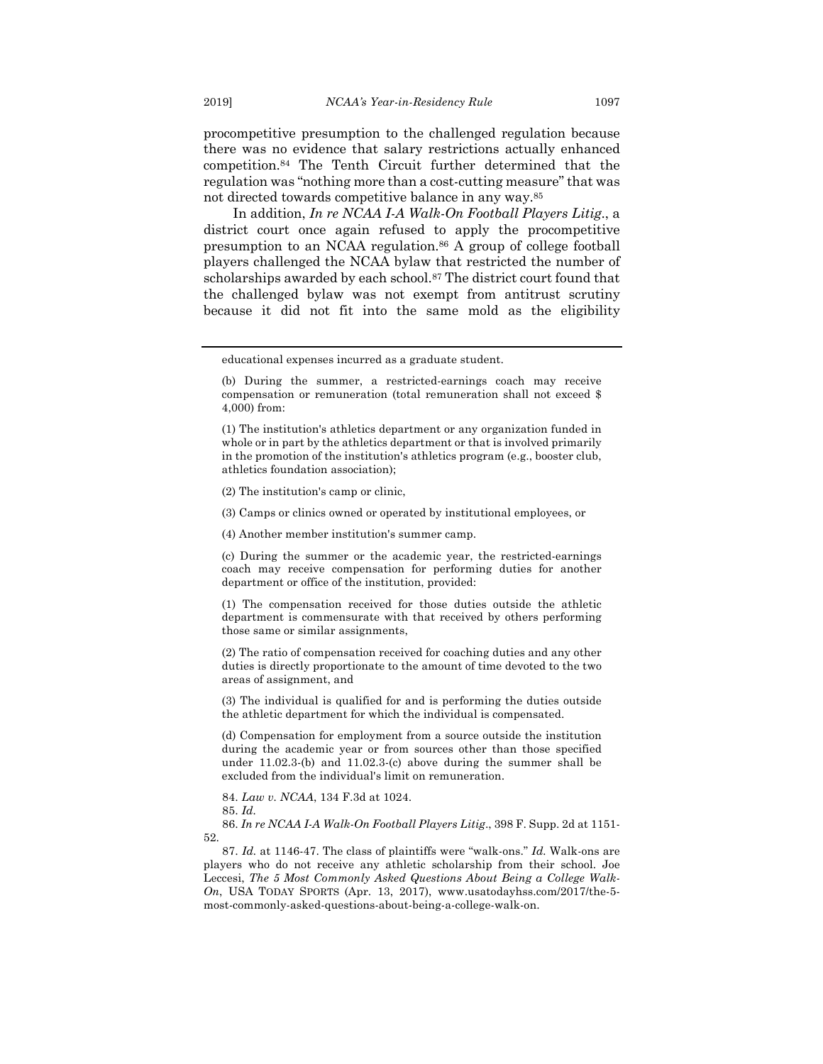procompetitive presumption to the challenged regulation because there was no evidence that salary restrictions actually enhanced competition.[84] The Tenth Circuit further determined that the regulation was "nothing more than a cost-cutting measure" that was not directed towards competitive balance in any way.[85]

In addition, *In re NCAA I-A Walk-On Football Players Litig.*, a district court once again refused to apply the procompetitive presumption to an NCAA regulation.[86] A group of college football players challenged the NCAA bylaw that restricted the number of scholarships awarded by each school.[87] The district court found that the challenged bylaw was not exempt from antitrust scrutiny because it did not fit into the same mold as the eligibility

---

educational expenses incurred as a graduate student.

(b) During the summer, a restricted-earnings coach may receive compensation or remuneration (total remuneration shall not exceed $ 4,000) from:

(1) The institution's athletics department or any organization funded in whole or in part by the athletics department or that is involved primarily in the promotion of the institution's athletics program (e.g., booster club, athletics foundation association);

(2) The institution's camp or clinic,

(3) Camps or clinics owned or operated by institutional employees, or

(4) Another member institution's summer camp.

(c) During the summer or the academic year, the restricted-earnings coach may receive compensation for performing duties for another department or office of the institution, provided:

(1) The compensation received for those duties outside the athletic department is commensurate with that received by others performing those same or similar assignments,

(2) The ratio of compensation received for coaching duties and any other duties is directly proportionate to the amount of time devoted to the two areas of assignment, and

(3) The individual is qualified for and is performing the duties outside the athletic department for which the individual is compensated.

(d) Compensation for employment from a source outside the institution during the academic year or from sources other than those specified under 11.02.3-(b) and 11.02.3-(c) above during the summer shall be excluded from the individual's limit on remuneration.

84. *Law v. NCAA*, 134 F.3d at 1024.

85. *Id.*

86. *In re NCAA I-A Walk-On Football Players Litig*., 398 F. Supp. 2d at 1151-52.

87. *Id.* at 1146-47. The class of plaintiffs were "walk-ons." *Id.* Walk-ons are players who do not receive any athletic scholarship from their school. Joe Leccesi, *The 5 Most Commonly Asked Questions About Being a College Walk-On*, USA TODAY SPORTS (Apr. 13, 2017), www.usatodayhss.com/2017/the-5-most-commonly-asked-questions-about-being-a-college-walk-on.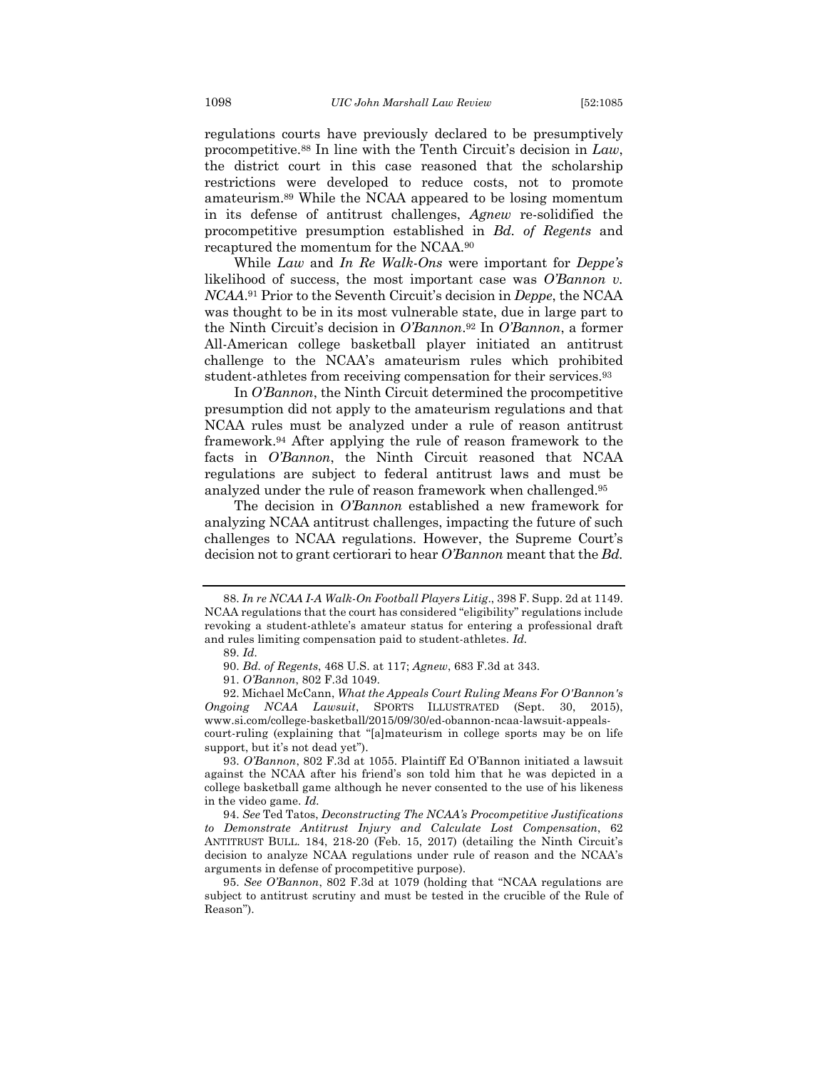regulations courts have previously declared to be presumptively procompetitive.[88] In line with the Tenth Circuit's decision in *Law*, the district court in this case reasoned that the scholarship restrictions were developed to reduce costs, not to promote amateurism.[89] While the NCAA appeared to be losing momentum in its defense of antitrust challenges, *Agnew* re-solidified the procompetitive presumption established in *Bd. of Regents* and recaptured the momentum for the NCAA.[90]

While *Law* and *In Re Walk-Ons* were important for *Deppe's* likelihood of success, the most important case was *O'Bannon v. NCAA*.[91] Prior to the Seventh Circuit's decision in *Deppe*, the NCAA was thought to be in its most vulnerable state, due in large part to the Ninth Circuit's decision in *O'Bannon*.[92] In *O'Bannon*, a former All-American college basketball player initiated an antitrust challenge to the NCAA's amateurism rules which prohibited student-athletes from receiving compensation for their services.[93]

In *O'Bannon*, the Ninth Circuit determined the procompetitive presumption did not apply to the amateurism regulations and that NCAA rules must be analyzed under a rule of reason antitrust framework.[94] After applying the rule of reason framework to the facts in *O'Bannon*, the Ninth Circuit reasoned that NCAA regulations are subject to federal antitrust laws and must be analyzed under the rule of reason framework when challenged.[95]

The decision in *O'Bannon* established a new framework for analyzing NCAA antitrust challenges, impacting the future of such challenges to NCAA regulations. However, the Supreme Court's decision not to grant certiorari to hear *O'Bannon* meant that the *Bd.*

---

88. *In re NCAA I-A Walk-On Football Players Litig*., 398 F. Supp. 2d at 1149. NCAA regulations that the court has considered "eligibility" regulations include revoking a student-athlete's amateur status for entering a professional draft and rules limiting compensation paid to student-athletes. *Id.*

89. *Id.*

90. *Bd. of Regents*, 468 U.S. at 117; *Agnew*, 683 F.3d at 343.

91. *O'Bannon*, 802 F.3d 1049.

92. Michael McCann, *What the Appeals Court Ruling Means For O'Bannon's Ongoing NCAA Lawsuit*, SPORTS ILLUSTRATED (Sept. 30, 2015), www.si.com/college-basketball/2015/09/30/ed-obannon-ncaa-lawsuit-appeals-court-ruling (explaining that "[a]mateurism in college sports may be on life support, but it's not dead yet").

93. *O'Bannon*, 802 F.3d at 1055. Plaintiff Ed O'Bannon initiated a lawsuit against the NCAA after his friend's son told him that he was depicted in a college basketball game although he never consented to the use of his likeness in the video game. *Id.*

94. *See* Ted Tatos, *Deconstructing The NCAA's Procompetitive Justifications to Demonstrate Antitrust Injury and Calculate Lost Compensation*, 62 ANTITRUST BULL. 184, 218-20 (Feb. 15, 2017) (detailing the Ninth Circuit's decision to analyze NCAA regulations under rule of reason and the NCAA's arguments in defense of procompetitive purpose).

95. *See O'Bannon*, 802 F.3d at 1079 (holding that "NCAA regulations are subject to antitrust scrutiny and must be tested in the crucible of the Rule of Reason").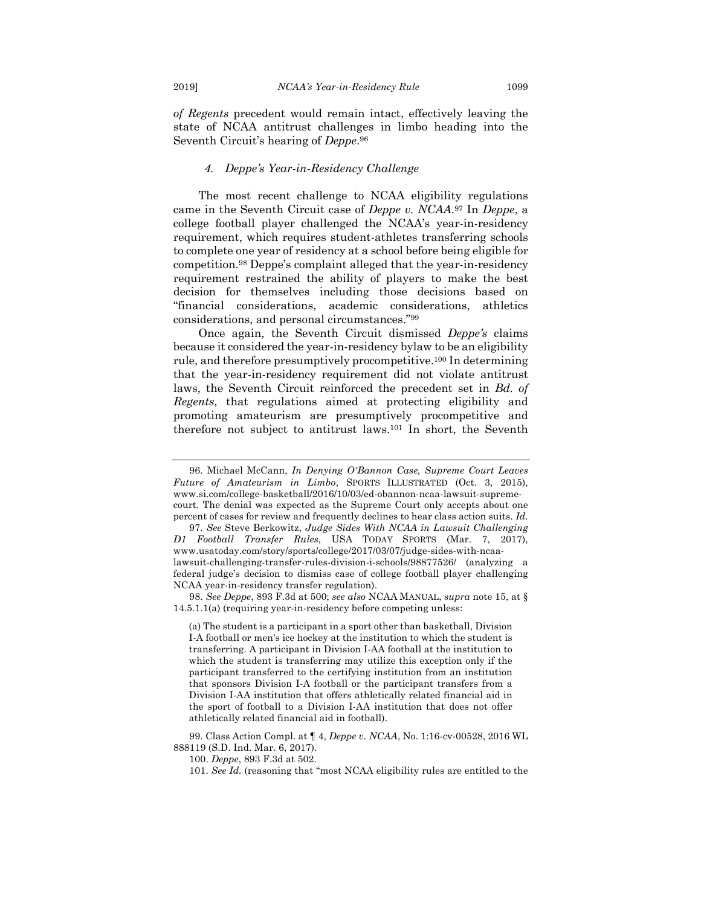*of Regents* precedent would remain intact, effectively leaving the state of NCAA antitrust challenges in limbo heading into the Seventh Circuit's hearing of *Deppe*.[96]

#### *4. Deppe's Year-in-Residency Challenge*

The most recent challenge to NCAA eligibility regulations came in the Seventh Circuit case of *Deppe v. NCAA*.[97] In *Deppe*, a college football player challenged the NCAA's year-in-residency requirement, which requires student-athletes transferring schools to complete one year of residency at a school before being eligible for competition.[98] Deppe's complaint alleged that the year-in-residency requirement restrained the ability of players to make the best decision for themselves including those decisions based on "financial considerations, academic considerations, athletics considerations, and personal circumstances."[99]

Once again, the Seventh Circuit dismissed *Deppe's* claims because it considered the year-in-residency bylaw to be an eligibility rule, and therefore presumptively procompetitive.[100] In determining that the year-in-residency requirement did not violate antitrust laws, the Seventh Circuit reinforced the precedent set in *Bd. of Regents*, that regulations aimed at protecting eligibility and promoting amateurism are presumptively procompetitive and therefore not subject to antitrust laws.[101] In short, the Seventh

---

96. Michael McCann, *In Denying O'Bannon Case, Supreme Court Leaves Future of Amateurism in Limbo*, SPORTS ILLUSTRATED (Oct. 3, 2015), www.si.com/college-basketball/2016/10/03/ed-obannon-ncaa-lawsuit-supreme-court. The denial was expected as the Supreme Court only accepts about one percent of cases for review and frequently declines to hear class action suits. *Id.*

97. *See* Steve Berkowitz, *Judge Sides With NCAA in Lawsuit Challenging D1 Football Transfer Rules*, USA TODAY SPORTS (Mar. 7, 2017), www.usatoday.com/story/sports/college/2017/03/07/judge-sides-with-ncaa-lawsuit-challenging-transfer-rules-division-i-schools/98877526/ (analyzing a federal judge's decision to dismiss case of college football player challenging NCAA year-in-residency transfer regulation).

98. *See Deppe*, 893 F.3d at 500; *see also* NCAA MANUAL, *supra* note 15, at § 14.5.1.1(a) (requiring year-in-residency before competing unless:

> (a) The student is a participant in a sport other than basketball, Division I-A football or men's ice hockey at the institution to which the student is transferring. A participant in Division I-AA football at the institution to which the student is transferring may utilize this exception only if the participant transferred to the certifying institution from an institution that sponsors Division I-A football or the participant transfers from a Division I-AA institution that offers athletically related financial aid in the sport of football to a Division I-AA institution that does not offer athletically related financial aid in football).

99. Class Action Compl. at ¶ 4, *Deppe v. NCAA*, No. 1:16-cv-00528, 2016 WL 888119 (S.D. Ind. Mar. 6, 2017).

100. *Deppe*, 893 F.3d at 502.

101. *See Id.* (reasoning that "most NCAA eligibility rules are entitled to the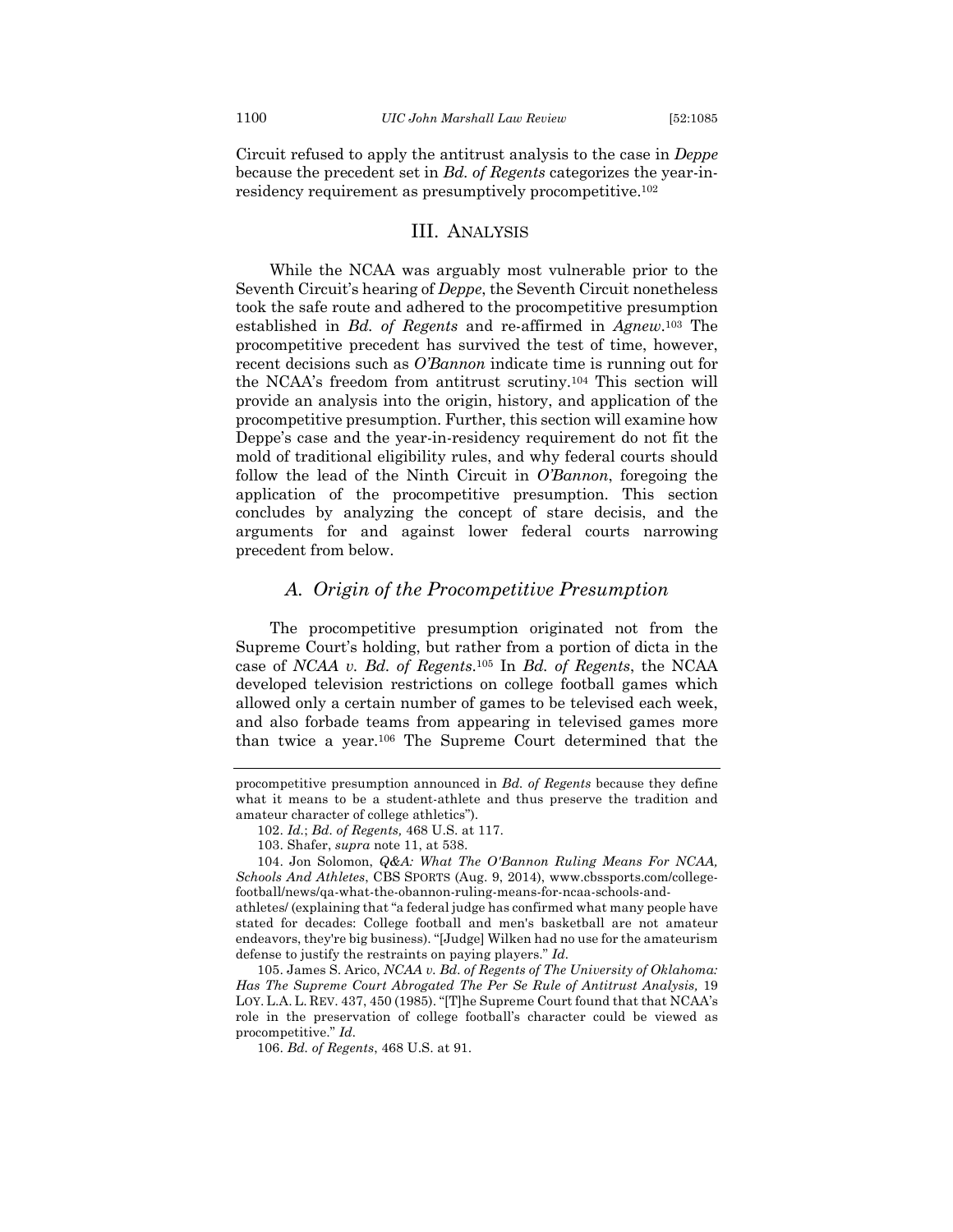Circuit refused to apply the antitrust analysis to the case in *Deppe* because the precedent set in *Bd. of Regents* categorizes the year-in-residency requirement as presumptively procompetitive.[102]

## III. Analysis

While the NCAA was arguably most vulnerable prior to the Seventh Circuit's hearing of *Deppe*, the Seventh Circuit nonetheless took the safe route and adhered to the procompetitive presumption established in *Bd. of Regents* and re-affirmed in *Agnew*.[103] The procompetitive precedent has survived the test of time, however, recent decisions such as *O'Bannon* indicate time is running out for the NCAA's freedom from antitrust scrutiny.[104] This section will provide an analysis into the origin, history, and application of the procompetitive presumption. Further, this section will examine how Deppe's case and the year-in-residency requirement do not fit the mold of traditional eligibility rules, and why federal courts should follow the lead of the Ninth Circuit in *O'Bannon*, foregoing the application of the procompetitive presumption. This section concludes by analyzing the concept of stare decisis, and the arguments for and against lower federal courts narrowing precedent from below.

### *A. Origin of the Procompetitive Presumption*

The procompetitive presumption originated not from the Supreme Court's holding, but rather from a portion of dicta in the case of *NCAA v. Bd. of Regents*.[105] In *Bd. of Regents*, the NCAA developed television restrictions on college football games which allowed only a certain number of games to be televised each week, and also forbade teams from appearing in televised games more than twice a year.[106] The Supreme Court determined that the

---

procompetitive presumption announced in *Bd. of Regents* because they define what it means to be a student-athlete and thus preserve the tradition and amateur character of college athletics").

102. *Id.*; *Bd. of Regents,* 468 U.S. at 117.

103. Shafer, *supra* note 11, at 538.

104. Jon Solomon, *Q&A: What The O'Bannon Ruling Means For NCAA, Schools And Athletes*, CBS SPORTS (Aug. 9, 2014), www.cbssports.com/college-football/news/qa-what-the-obannon-ruling-means-for-ncaa-schools-and-athletes/ (explaining that "a federal judge has confirmed what many people have stated for decades: College football and men's basketball are not amateur endeavors, they're big business). "[Judge] Wilken had no use for the amateurism defense to justify the restraints on paying players." *Id.*

105. James S. Arico, *NCAA v. Bd. of Regents of The University of Oklahoma: Has The Supreme Court Abrogated The Per Se Rule of Antitrust Analysis,* 19 LOY. L.A. L. REV. 437, 450 (1985). "[T]he Supreme Court found that that NCAA's role in the preservation of college football's character could be viewed as procompetitive." *Id.*

106. *Bd. of Regents*, 468 U.S. at 91.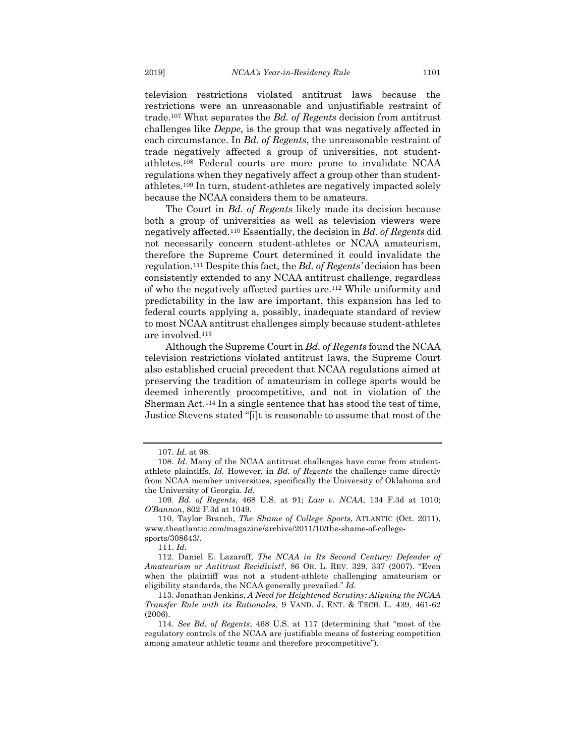television restrictions violated antitrust laws because the restrictions were an unreasonable and unjustifiable restraint of trade.[107] What separates the *Bd. of Regents* decision from antitrust challenges like *Deppe*, is the group that was negatively affected in each circumstance. In *Bd. of Regents*, the unreasonable restraint of trade negatively affected a group of universities, not student-athletes.[108] Federal courts are more prone to invalidate NCAA regulations when they negatively affect a group other than student-athletes.[109] In turn, student-athletes are negatively impacted solely because the NCAA considers them to be amateurs.

The Court in *Bd. of Regents* likely made its decision because both a group of universities as well as television viewers were negatively affected.[110] Essentially, the decision in *Bd. of Regents* did not necessarily concern student-athletes or NCAA amateurism, therefore the Supreme Court determined it could invalidate the regulation.[111] Despite this fact, the *Bd. of Regents'* decision has been consistently extended to any NCAA antitrust challenge, regardless of who the negatively affected parties are.[112] While uniformity and predictability in the law are important, this expansion has led to federal courts applying a, possibly, inadequate standard of review to most NCAA antitrust challenges simply because student-athletes are involved.[113]

Although the Supreme Court in *Bd. of Regents* found the NCAA television restrictions violated antitrust laws, the Supreme Court also established crucial precedent that NCAA regulations aimed at preserving the tradition of amateurism in college sports would be deemed inherently procompetitive, and not in violation of the Sherman Act.[114] In a single sentence that has stood the test of time, Justice Stevens stated "[i]t is reasonable to assume that most of the

---

107. *Id.* at 98.

108. *Id*. Many of the NCAA antitrust challenges have come from student-athlete plaintiffs. *Id.* However, in *Bd. of Regents* the challenge came directly from NCAA member universities, specifically the University of Oklahoma and the University of Georgia. *Id.*

109. *Bd. of Regents*, 468 U.S. at 91; *Law v. NCAA*, 134 F.3d at 1010; *O'Bannon*, 802 F.3d at 1049.

110. Taylor Branch, *The Shame of College Sports*, ATLANTIC (Oct. 2011), www.theatlantic.com/magazine/archive/2011/10/the-shame-of-college-sports/308643/.

111. *Id.*

112. Daniel E. Lazaroff, *The NCAA in Its Second Century: Defender of Amateurism or Antitrust Recidivist?*, 86 OR. L. REV. 329, 337 (2007). "Even when the plaintiff was not a student-athlete challenging amateurism or eligibility standards, the NCAA generally prevailed." *Id.*

113. Jonathan Jenkins, *A Need for Heightened Scrutiny: Aligning the NCAA Transfer Rule with its Rationales*, 9 VAND. J. ENT. & TECH. L. 439, 461-62 (2006).

114. *See Bd. of Regents*, 468 U.S. at 117 (determining that "most of the regulatory controls of the NCAA are justifiable means of fostering competition among amateur athletic teams and therefore procompetitive").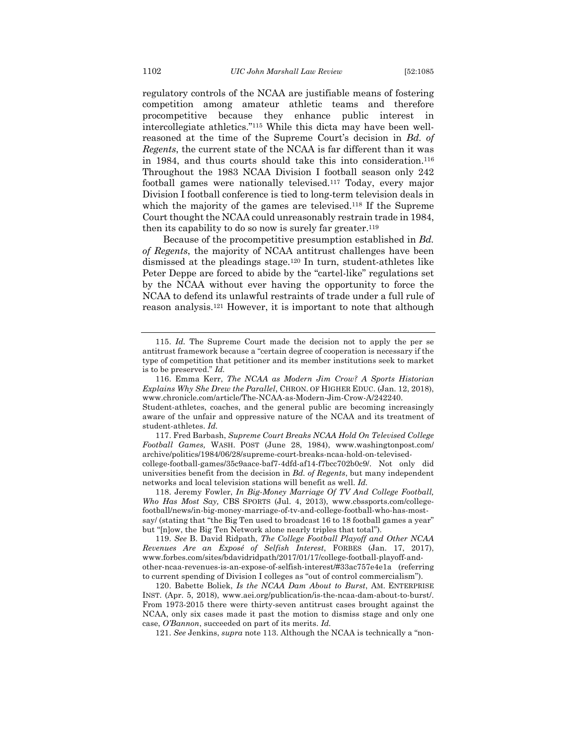regulatory controls of the NCAA are justifiable means of fostering competition among amateur athletic teams and therefore procompetitive because they enhance public interest in intercollegiate athletics."[115] While this dicta may have been well-reasoned at the time of the Supreme Court's decision in *Bd. of Regents*, the current state of the NCAA is far different than it was in 1984, and thus courts should take this into consideration.[116] Throughout the 1983 NCAA Division I football season only 242 football games were nationally televised.[117] Today, every major Division I football conference is tied to long-term television deals in which the majority of the games are televised.[118] If the Supreme Court thought the NCAA could unreasonably restrain trade in 1984, then its capability to do so now is surely far greater.[119]

Because of the procompetitive presumption established in *Bd. of Regents*, the majority of NCAA antitrust challenges have been dismissed at the pleadings stage.[120] In turn, student-athletes like Peter Deppe are forced to abide by the "cartel-like" regulations set by the NCAA without ever having the opportunity to force the NCAA to defend its unlawful restraints of trade under a full rule of reason analysis.[121] However, it is important to note that although

---

115. *Id.* The Supreme Court made the decision not to apply the per se antitrust framework because a "certain degree of cooperation is necessary if the type of competition that petitioner and its member institutions seek to market is to be preserved." *Id.*

116. Emma Kerr, *The NCAA as Modern Jim Crow? A Sports Historian Explains Why She Drew the Parallel*, CHRON. OF HIGHER EDUC. (Jan. 12, 2018), www.chronicle.com/article/The-NCAA-as-Modern-Jim-Crow-A/242240. Student-athletes, coaches, and the general public are becoming increasingly aware of the unfair and oppressive nature of the NCAA and its treatment of student-athletes. *Id.*

117. Fred Barbash, *Supreme Court Breaks NCAA Hold On Televised College Football Games,* WASH. POST (June 28, 1984), www.washingtonpost.com/archive/politics/1984/06/28/supreme-court-breaks-ncaa-hold-on-televised-college-football-games/35c9aace-baf7-4dfd-af14-f7bcc702b0c9/. Not only did universities benefit from the decision in *Bd. of Regents*, but many independent networks and local television stations will benefit as well. *Id.*

118. Jeremy Fowler, *In Big-Money Marriage Of TV And College Football, Who Has Most Say,* CBS SPORTS (Jul. 4, 2013), www.cbssports.com/college-football/news/in-big-money-marriage-of-tv-and-college-football-who-has-most-say/ (stating that "the Big Ten used to broadcast 16 to 18 football games a year" but "[n]ow, the Big Ten Network alone nearly triples that total").

119. *See* B. David Ridpath, *The College Football Playoff and Other NCAA Revenues Are an Exposé of Selfish Interest*, FORBES (Jan. 17, 2017), www.forbes.com/sites/bdavidridpath/2017/01/17/college-football-playoff-and-other-ncaa-revenues-is-an-expose-of-selfish-interest/#33ac757e4e1a (referring to current spending of Division I colleges as "out of control commercialism").

120. Babette Boliek, *Is the NCAA Dam About to Burst*, AM. ENTERPRISE INST. (Apr. 5, 2018), www.aei.org/publication/is-the-ncaa-dam-about-to-burst/. From 1973-2015 there were thirty-seven antitrust cases brought against the NCAA, only six cases made it past the motion to dismiss stage and only one case, *O'Bannon*, succeeded on part of its merits. *Id.*

121. *See* Jenkins, *supra* note 113. Although the NCAA is technically a "non-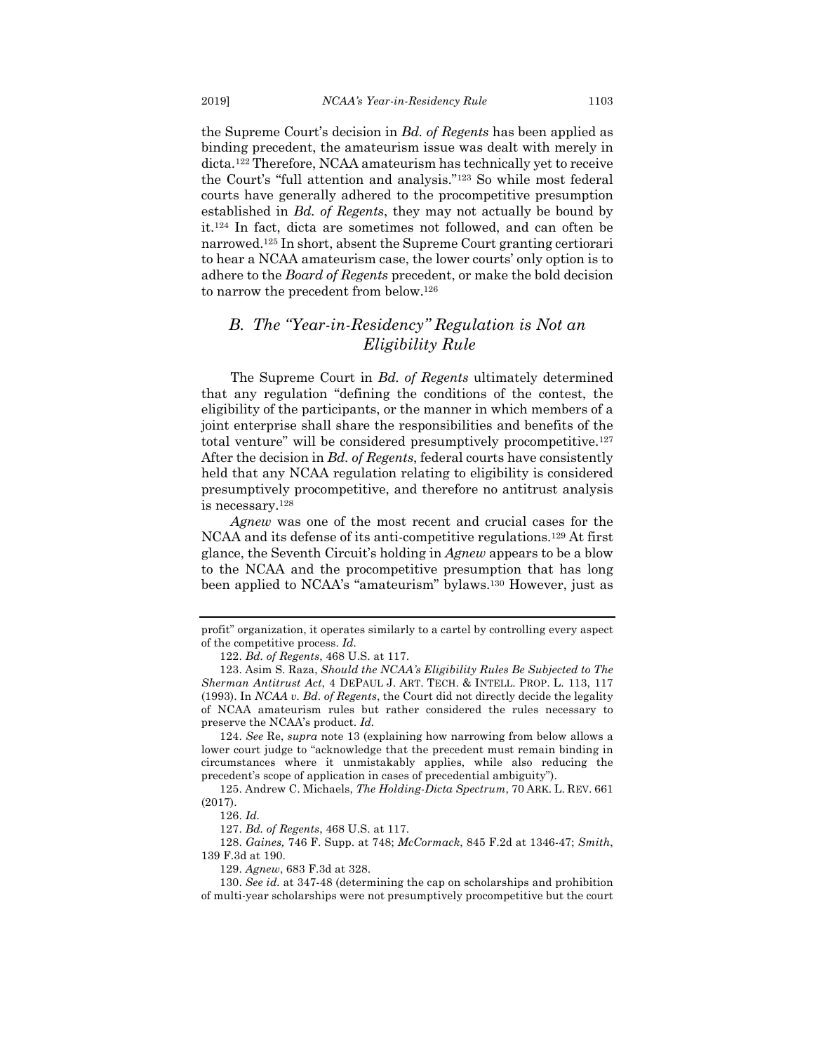the Supreme Court's decision in *Bd. of Regents* has been applied as binding precedent, the amateurism issue was dealt with merely in dicta.[122] Therefore, NCAA amateurism has technically yet to receive the Court's "full attention and analysis."[123] So while most federal courts have generally adhered to the procompetitive presumption established in *Bd. of Regents*, they may not actually be bound by it.[124] In fact, dicta are sometimes not followed, and can often be narrowed.[125] In short, absent the Supreme Court granting certiorari to hear a NCAA amateurism case, the lower courts' only option is to adhere to the *Board of Regents* precedent, or make the bold decision to narrow the precedent from below.[126]

## *B. The "Year-in-Residency" Regulation is Not an Eligibility Rule*

The Supreme Court in *Bd. of Regents* ultimately determined that any regulation "defining the conditions of the contest, the eligibility of the participants, or the manner in which members of a joint enterprise shall share the responsibilities and benefits of the total venture" will be considered presumptively procompetitive.[127] After the decision in *Bd. of Regents*, federal courts have consistently held that any NCAA regulation relating to eligibility is considered presumptively procompetitive, and therefore no antitrust analysis is necessary.[128]

*Agnew* was one of the most recent and crucial cases for the NCAA and its defense of its anti-competitive regulations.[129] At first glance, the Seventh Circuit's holding in *Agnew* appears to be a blow to the NCAA and the procompetitive presumption that has long been applied to NCAA's "amateurism" bylaws.[130] However, just as

---

profit" organization, it operates similarly to a cartel by controlling every aspect of the competitive process. *Id.*

122. *Bd. of Regents*, 468 U.S. at 117.

123. Asim S. Raza, *Should the NCAA's Eligibility Rules Be Subjected to The Sherman Antitrust Act*, 4 DEPAUL J. ART. TECH. & INTELL. PROP. L. 113, 117 (1993). In *NCAA v. Bd. of Regents*, the Court did not directly decide the legality of NCAA amateurism rules but rather considered the rules necessary to preserve the NCAA's product. *Id.*

124. *See* Re, *supra* note 13 (explaining how narrowing from below allows a lower court judge to "acknowledge that the precedent must remain binding in circumstances where it unmistakably applies, while also reducing the precedent's scope of application in cases of precedential ambiguity").

125. Andrew C. Michaels, *The Holding-Dicta Spectrum*, 70 ARK. L. REV. 661 (2017).

126. *Id.*

127. *Bd. of Regents*, 468 U.S. at 117.

128. *Gaines,* 746 F. Supp. at 748; *McCormack*, 845 F.2d at 1346-47; *Smith*, 139 F.3d at 190.

129. *Agnew*, 683 F.3d at 328.

130. *See id.* at 347-48 (determining the cap on scholarships and prohibition of multi-year scholarships were not presumptively procompetitive but the court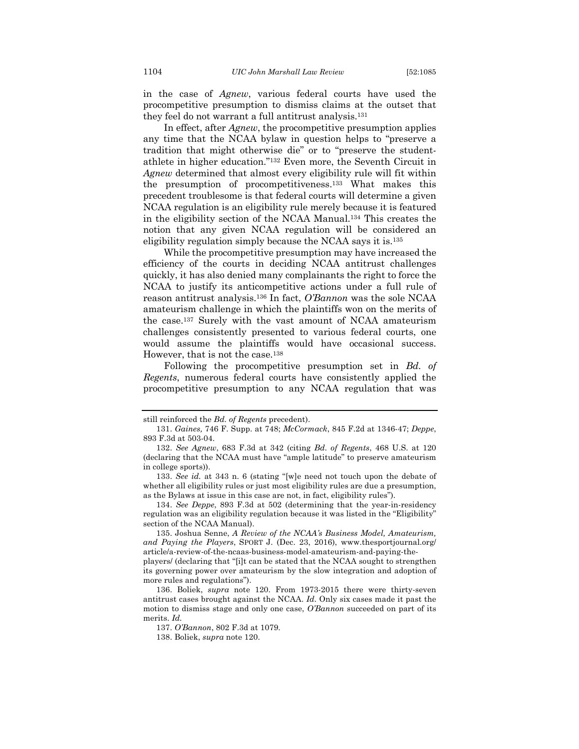in the case of *Agnew*, various federal courts have used the procompetitive presumption to dismiss claims at the outset that they feel do not warrant a full antitrust analysis.[131]

In effect, after *Agnew*, the procompetitive presumption applies any time that the NCAA bylaw in question helps to "preserve a tradition that might otherwise die" or to "preserve the student-athlete in higher education."[132] Even more, the Seventh Circuit in *Agnew* determined that almost every eligibility rule will fit within the presumption of procompetitiveness.[133] What makes this precedent troublesome is that federal courts will determine a given NCAA regulation is an eligibility rule merely because it is featured in the eligibility section of the NCAA Manual.[134] This creates the notion that any given NCAA regulation will be considered an eligibility regulation simply because the NCAA says it is.[135]

While the procompetitive presumption may have increased the efficiency of the courts in deciding NCAA antitrust challenges quickly, it has also denied many complainants the right to force the NCAA to justify its anticompetitive actions under a full rule of reason antitrust analysis.[136] In fact, *O'Bannon* was the sole NCAA amateurism challenge in which the plaintiffs won on the merits of the case.[137] Surely with the vast amount of NCAA amateurism challenges consistently presented to various federal courts, one would assume the plaintiffs would have occasional success. However, that is not the case.[138]

Following the procompetitive presumption set in *Bd. of Regents*, numerous federal courts have consistently applied the procompetitive presumption to any NCAA regulation that was

---

still reinforced the *Bd. of Regents* precedent).

131. *Gaines,* 746 F. Supp. at 748; *McCormack*, 845 F.2d at 1346-47; *Deppe*, 893 F.3d at 503-04.

132. *See Agnew*, 683 F.3d at 342 (citing *Bd. of Regents*, 468 U.S. at 120 (declaring that the NCAA must have "ample latitude" to preserve amateurism in college sports)).

133. *See id.* at 343 n. 6 (stating "[w]e need not touch upon the debate of whether all eligibility rules or just most eligibility rules are due a presumption, as the Bylaws at issue in this case are not, in fact, eligibility rules").

134. *See Deppe*, 893 F.3d at 502 (determining that the year-in-residency regulation was an eligibility regulation because it was listed in the "Eligibility" section of the NCAA Manual).

135. Joshua Senne, *A Review of the NCAA's Business Model, Amateurism, and Paying the Players*, SPORT J. (Dec. 23, 2016), www.thesportjournal.org/article/a-review-of-the-ncaas-business-model-amateurism-and-paying-the-players/ (declaring that "[i]t can be stated that the NCAA sought to strengthen its governing power over amateurism by the slow integration and adoption of more rules and regulations").

136. Boliek, *supra* note 120. From 1973-2015 there were thirty-seven antitrust cases brought against the NCAA. *Id.* Only six cases made it past the motion to dismiss stage and only one case, *O'Bannon* succeeded on part of its merits. *Id.*

137. *O'Bannon*, 802 F.3d at 1079.

138. Boliek, *supra* note 120.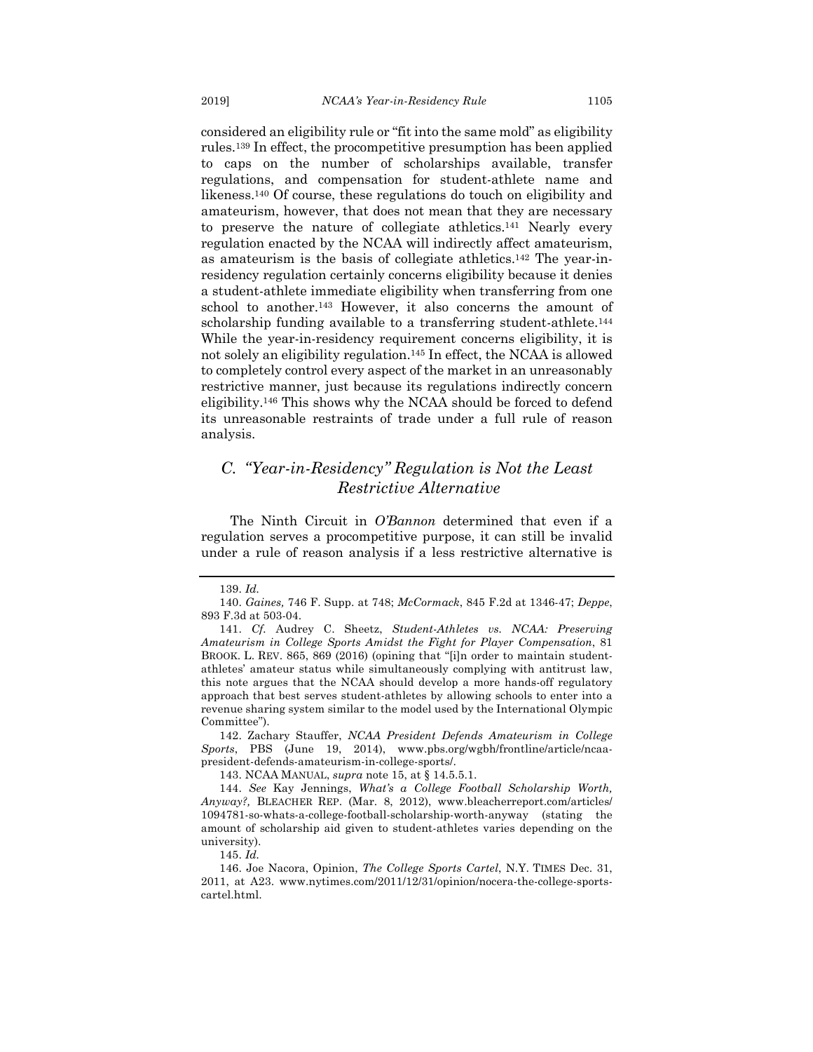considered an eligibility rule or "fit into the same mold" as eligibility rules.[139] In effect, the procompetitive presumption has been applied to caps on the number of scholarships available, transfer regulations, and compensation for student-athlete name and likeness.[140] Of course, these regulations do touch on eligibility and amateurism, however, that does not mean that they are necessary to preserve the nature of collegiate athletics.[141] Nearly every regulation enacted by the NCAA will indirectly affect amateurism, as amateurism is the basis of collegiate athletics.[142] The year-in-residency regulation certainly concerns eligibility because it denies a student-athlete immediate eligibility when transferring from one school to another.[143] However, it also concerns the amount of scholarship funding available to a transferring student-athlete.[144] While the year-in-residency requirement concerns eligibility, it is not solely an eligibility regulation.[145] In effect, the NCAA is allowed to completely control every aspect of the market in an unreasonably restrictive manner, just because its regulations indirectly concern eligibility.[146] This shows why the NCAA should be forced to defend its unreasonable restraints of trade under a full rule of reason analysis.

## *C. "Year-in-Residency" Regulation is Not the Least Restrictive Alternative*

The Ninth Circuit in *O'Bannon* determined that even if a regulation serves a procompetitive purpose, it can still be invalid under a rule of reason analysis if a less restrictive alternative is

---

139. *Id.*

140. *Gaines,* 746 F. Supp. at 748; *McCormack*, 845 F.2d at 1346-47; *Deppe*, 893 F.3d at 503-04.

141. *Cf.* Audrey C. Sheetz, *Student-Athletes vs. NCAA: Preserving Amateurism in College Sports Amidst the Fight for Player Compensation*, 81 BROOK. L. REV. 865, 869 (2016) (opining that "[i]n order to maintain student-athletes' amateur status while simultaneously complying with antitrust law, this note argues that the NCAA should develop a more hands-off regulatory approach that best serves student-athletes by allowing schools to enter into a revenue sharing system similar to the model used by the International Olympic Committee").

142. Zachary Stauffer, *NCAA President Defends Amateurism in College Sports*, PBS (June 19, 2014), www.pbs.org/wgbh/frontline/article/ncaa-president-defends-amateurism-in-college-sports/.

143. NCAA MANUAL, *supra* note 15, at § 14.5.5.1.

144. *See* Kay Jennings, *What's a College Football Scholarship Worth, Anyway?,* BLEACHER REP. (Mar. 8, 2012), www.bleacherreport.com/articles/1094781-so-whats-a-college-football-scholarship-worth-anyway (stating the amount of scholarship aid given to student-athletes varies depending on the university).

145. *Id.*

146. Joe Nacora, Opinion, *The College Sports Cartel*, N.Y. TIMES Dec. 31, 2011, at A23. www.nytimes.com/2011/12/31/opinion/nocera-the-college-sports-cartel.html.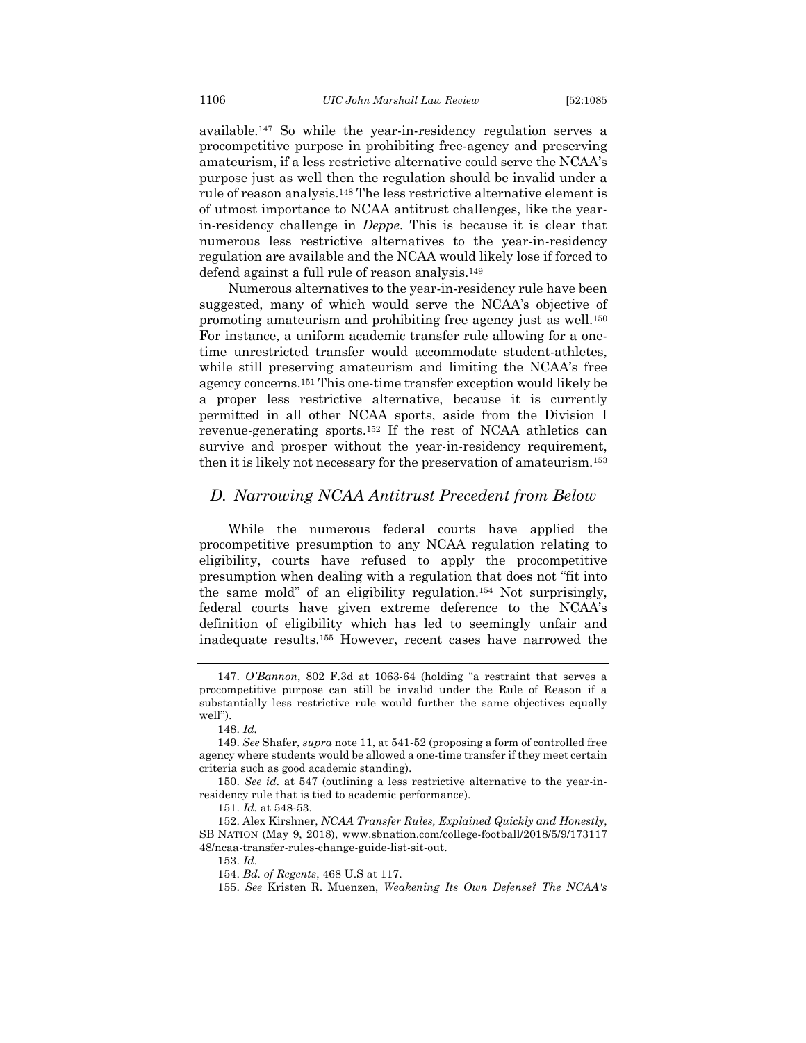available.[147] So while the year-in-residency regulation serves a procompetitive purpose in prohibiting free-agency and preserving amateurism, if a less restrictive alternative could serve the NCAA's purpose just as well then the regulation should be invalid under a rule of reason analysis.[148] The less restrictive alternative element is of utmost importance to NCAA antitrust challenges, like the year-in-residency challenge in *Deppe*. This is because it is clear that numerous less restrictive alternatives to the year-in-residency regulation are available and the NCAA would likely lose if forced to defend against a full rule of reason analysis.[149]

Numerous alternatives to the year-in-residency rule have been suggested, many of which would serve the NCAA's objective of promoting amateurism and prohibiting free agency just as well.[150] For instance, a uniform academic transfer rule allowing for a one-time unrestricted transfer would accommodate student-athletes, while still preserving amateurism and limiting the NCAA's free agency concerns.[151] This one-time transfer exception would likely be a proper less restrictive alternative, because it is currently permitted in all other NCAA sports, aside from the Division I revenue-generating sports.[152] If the rest of NCAA athletics can survive and prosper without the year-in-residency requirement, then it is likely not necessary for the preservation of amateurism.[153]

## *D. Narrowing NCAA Antitrust Precedent from Below*

While the numerous federal courts have applied the procompetitive presumption to any NCAA regulation relating to eligibility, courts have refused to apply the procompetitive presumption when dealing with a regulation that does not "fit into the same mold" of an eligibility regulation.[154] Not surprisingly, federal courts have given extreme deference to the NCAA's definition of eligibility which has led to seemingly unfair and inadequate results.[155] However, recent cases have narrowed the

---

147. *O'Bannon*, 802 F.3d at 1063-64 (holding "a restraint that serves a procompetitive purpose can still be invalid under the Rule of Reason if a substantially less restrictive rule would further the same objectives equally well").

148. *Id.*

149. *See* Shafer, *supra* note 11, at 541-52 (proposing a form of controlled free agency where students would be allowed a one-time transfer if they meet certain criteria such as good academic standing).

150. *See id.* at 547 (outlining a less restrictive alternative to the year-in-residency rule that is tied to academic performance).

151. *Id.* at 548-53.

152. Alex Kirshner, *NCAA Transfer Rules, Explained Quickly and Honestly*, SB NATION (May 9, 2018), www.sbnation.com/college-football/2018/5/9/17311748/ncaa-transfer-rules-change-guide-list-sit-out.

153. *Id.*

154. *Bd. of Regents*, 468 U.S at 117.

155. *See* Kristen R. Muenzen, *Weakening Its Own Defense? The NCAA's*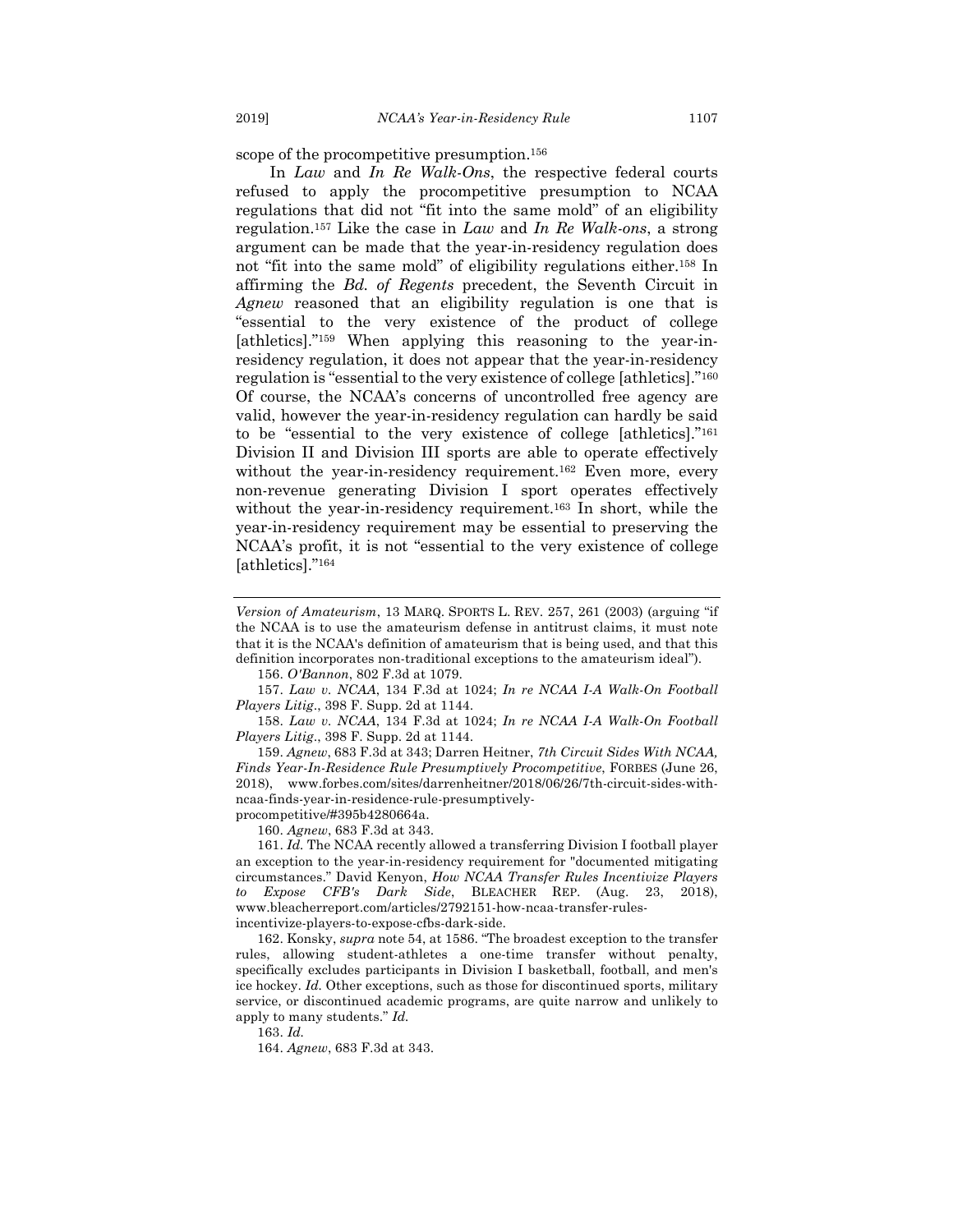scope of the procompetitive presumption.[156]

In *Law* and *In Re Walk-Ons*, the respective federal courts refused to apply the procompetitive presumption to NCAA regulations that did not "fit into the same mold" of an eligibility regulation.[157] Like the case in *Law* and *In Re Walk-ons*, a strong argument can be made that the year-in-residency regulation does not "fit into the same mold" of eligibility regulations either.[158] In affirming the *Bd. of Regents* precedent, the Seventh Circuit in *Agnew* reasoned that an eligibility regulation is one that is "essential to the very existence of the product of college [athletics]."[159] When applying this reasoning to the year-in-residency regulation, it does not appear that the year-in-residency regulation is "essential to the very existence of college [athletics]."[160] Of course, the NCAA's concerns of uncontrolled free agency are valid, however the year-in-residency regulation can hardly be said to be "essential to the very existence of college [athletics]."[161] Division II and Division III sports are able to operate effectively without the year-in-residency requirement.[162] Even more, every non-revenue generating Division I sport operates effectively without the year-in-residency requirement.[163] In short, while the year-in-residency requirement may be essential to preserving the NCAA's profit, it is not "essential to the very existence of college [athletics]."[164]

---

*Version of Amateurism*, 13 MARQ. SPORTS L. REV. 257, 261 (2003) (arguing "if the NCAA is to use the amateurism defense in antitrust claims, it must note that it is the NCAA's definition of amateurism that is being used, and that this definition incorporates non-traditional exceptions to the amateurism ideal").

156. *O'Bannon*, 802 F.3d at 1079.

157. *Law v. NCAA*, 134 F.3d at 1024; *In re NCAA I-A Walk-On Football Players Litig.*, 398 F. Supp. 2d at 1144.

158. *Law v. NCAA*, 134 F.3d at 1024; *In re NCAA I-A Walk-On Football Players Litig.*, 398 F. Supp. 2d at 1144.

159. *Agnew*, 683 F.3d at 343; Darren Heitner, *7th Circuit Sides With NCAA, Finds Year-In-Residence Rule Presumptively Procompetitive*, FORBES (June 26, 2018), www.forbes.com/sites/darrenheitner/2018/06/26/7th-circuit-sides-with-ncaa-finds-year-in-residence-rule-presumptively-procompetitive/#395b4280664a.

160. *Agnew*, 683 F.3d at 343.

161. *Id.* The NCAA recently allowed a transferring Division I football player an exception to the year-in-residency requirement for "documented mitigating circumstances." David Kenyon, *How NCAA Transfer Rules Incentivize Players to Expose CFB's Dark Side*, BLEACHER REP. (Aug. 23, 2018), www.bleacherreport.com/articles/2792151-how-ncaa-transfer-rules-incentivize-players-to-expose-cfbs-dark-side.

162. Konsky, *supra* note 54, at 1586. "The broadest exception to the transfer rules, allowing student-athletes a one-time transfer without penalty, specifically excludes participants in Division I basketball, football, and men's ice hockey. *Id.* Other exceptions, such as those for discontinued sports, military service, or discontinued academic programs, are quite narrow and unlikely to apply to many students." *Id.*

163. *Id.*

164. *Agnew*, 683 F.3d at 343.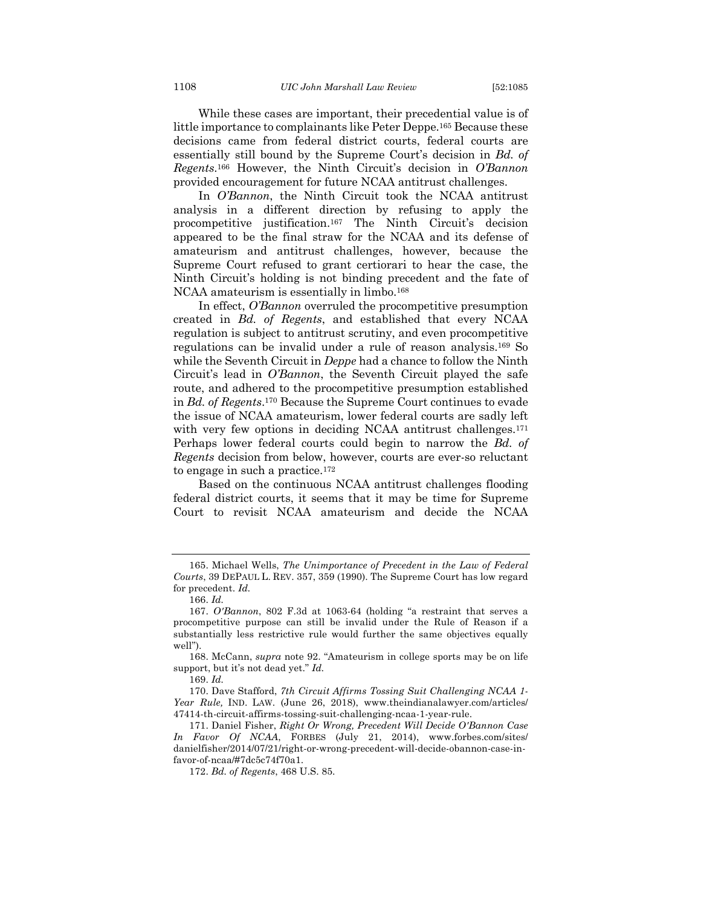While these cases are important, their precedential value is of little importance to complainants like Peter Deppe.[165] Because these decisions came from federal district courts, federal courts are essentially still bound by the Supreme Court's decision in *Bd. of Regents*.[166] However, the Ninth Circuit's decision in *O'Bannon* provided encouragement for future NCAA antitrust challenges.

In *O'Bannon*, the Ninth Circuit took the NCAA antitrust analysis in a different direction by refusing to apply the procompetitive justification.[167] The Ninth Circuit's decision appeared to be the final straw for the NCAA and its defense of amateurism and antitrust challenges, however, because the Supreme Court refused to grant certiorari to hear the case, the Ninth Circuit's holding is not binding precedent and the fate of NCAA amateurism is essentially in limbo.[168]

In effect, *O'Bannon* overruled the procompetitive presumption created in *Bd. of Regents*, and established that every NCAA regulation is subject to antitrust scrutiny, and even procompetitive regulations can be invalid under a rule of reason analysis.[169] So while the Seventh Circuit in *Deppe* had a chance to follow the Ninth Circuit's lead in *O'Bannon*, the Seventh Circuit played the safe route, and adhered to the procompetitive presumption established in *Bd. of Regents*.[170] Because the Supreme Court continues to evade the issue of NCAA amateurism, lower federal courts are sadly left with very few options in deciding NCAA antitrust challenges.[171] Perhaps lower federal courts could begin to narrow the *Bd. of Regents* decision from below, however, courts are ever-so reluctant to engage in such a practice.[172]

Based on the continuous NCAA antitrust challenges flooding federal district courts, it seems that it may be time for Supreme Court to revisit NCAA amateurism and decide the NCAA

---

165. Michael Wells, *The Unimportance of Precedent in the Law of Federal Courts*, 39 DEPAUL L. REV. 357, 359 (1990). The Supreme Court has low regard for precedent. *Id.*

166. *Id.*

167. *O'Bannon*, 802 F.3d at 1063-64 (holding "a restraint that serves a procompetitive purpose can still be invalid under the Rule of Reason if a substantially less restrictive rule would further the same objectives equally well").

168. McCann, *supra* note 92. "Amateurism in college sports may be on life support, but it's not dead yet." *Id.*

169. *Id.*

170. Dave Stafford, *7th Circuit Affirms Tossing Suit Challenging NCAA 1-Year Rule,* IND. LAW. (June 26, 2018), www.theindianalawyer.com/articles/47414-th-circuit-affirms-tossing-suit-challenging-ncaa-1-year-rule.

171. Daniel Fisher, *Right Or Wrong, Precedent Will Decide O'Bannon Case In Favor Of NCAA*, FORBES (July 21, 2014), www.forbes.com/sites/danielfisher/2014/07/21/right-or-wrong-precedent-will-decide-obannon-case-in-favor-of-ncaa/#7dc5c74f70a1.

172. *Bd. of Regents*, 468 U.S. 85.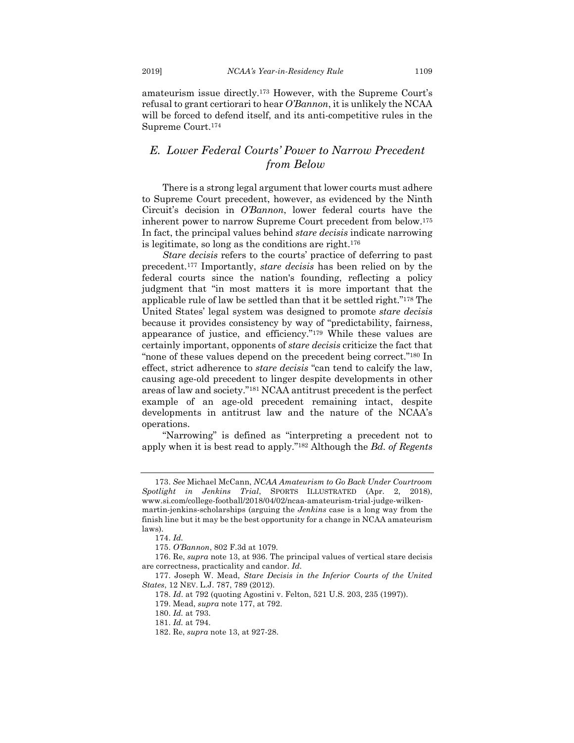amateurism issue directly.[173] However, with the Supreme Court's refusal to grant certiorari to hear *O'Bannon*, it is unlikely the NCAA will be forced to defend itself, and its anti-competitive rules in the Supreme Court.[174]

## *E. Lower Federal Courts' Power to Narrow Precedent from Below*

There is a strong legal argument that lower courts must adhere to Supreme Court precedent, however, as evidenced by the Ninth Circuit's decision in *O'Bannon*, lower federal courts have the inherent power to narrow Supreme Court precedent from below.[175] In fact, the principal values behind *stare decisis* indicate narrowing is legitimate, so long as the conditions are right.[176]

*Stare decisis* refers to the courts' practice of deferring to past precedent.[177] Importantly, *stare decisis* has been relied on by the federal courts since the nation's founding, reflecting a policy judgment that "in most matters it is more important that the applicable rule of law be settled than that it be settled right."[178] The United States' legal system was designed to promote *stare decisis* because it provides consistency by way of "predictability, fairness, appearance of justice, and efficiency."[179] While these values are certainly important, opponents of *stare decisis* criticize the fact that "none of these values depend on the precedent being correct."[180] In effect, strict adherence to *stare decisis* "can tend to calcify the law, causing age-old precedent to linger despite developments in other areas of law and society."[181] NCAA antitrust precedent is the perfect example of an age-old precedent remaining intact, despite developments in antitrust law and the nature of the NCAA's operations.

"Narrowing" is defined as "interpreting a precedent not to apply when it is best read to apply."[182] Although the *Bd. of Regents*

---

173. *See* Michael McCann, *NCAA Amateurism to Go Back Under Courtroom Spotlight in Jenkins Trial*, SPORTS ILLUSTRATED (Apr. 2, 2018), www.si.com/college-football/2018/04/02/ncaa-amateurism-trial-judge-wilken-martin-jenkins-scholarships (arguing the *Jenkins* case is a long way from the finish line but it may be the best opportunity for a change in NCAA amateurism laws).

174. *Id.*

175. *O'Bannon*, 802 F.3d at 1079.

176. Re, *supra* note 13, at 936. The principal values of vertical stare decisis are correctness, practicality and candor. *Id.*

177. Joseph W. Mead, *Stare Decisis in the Inferior Courts of the United States*, 12 NEV. L.J. 787, 789 (2012).

178. *Id*. at 792 (quoting Agostini v. Felton, 521 U.S. 203, 235 (1997)).

179. Mead, *supra* note 177, at 792.

180. *Id.* at 793.

181. *Id.* at 794.

182. Re, *supra* note 13, at 927-28.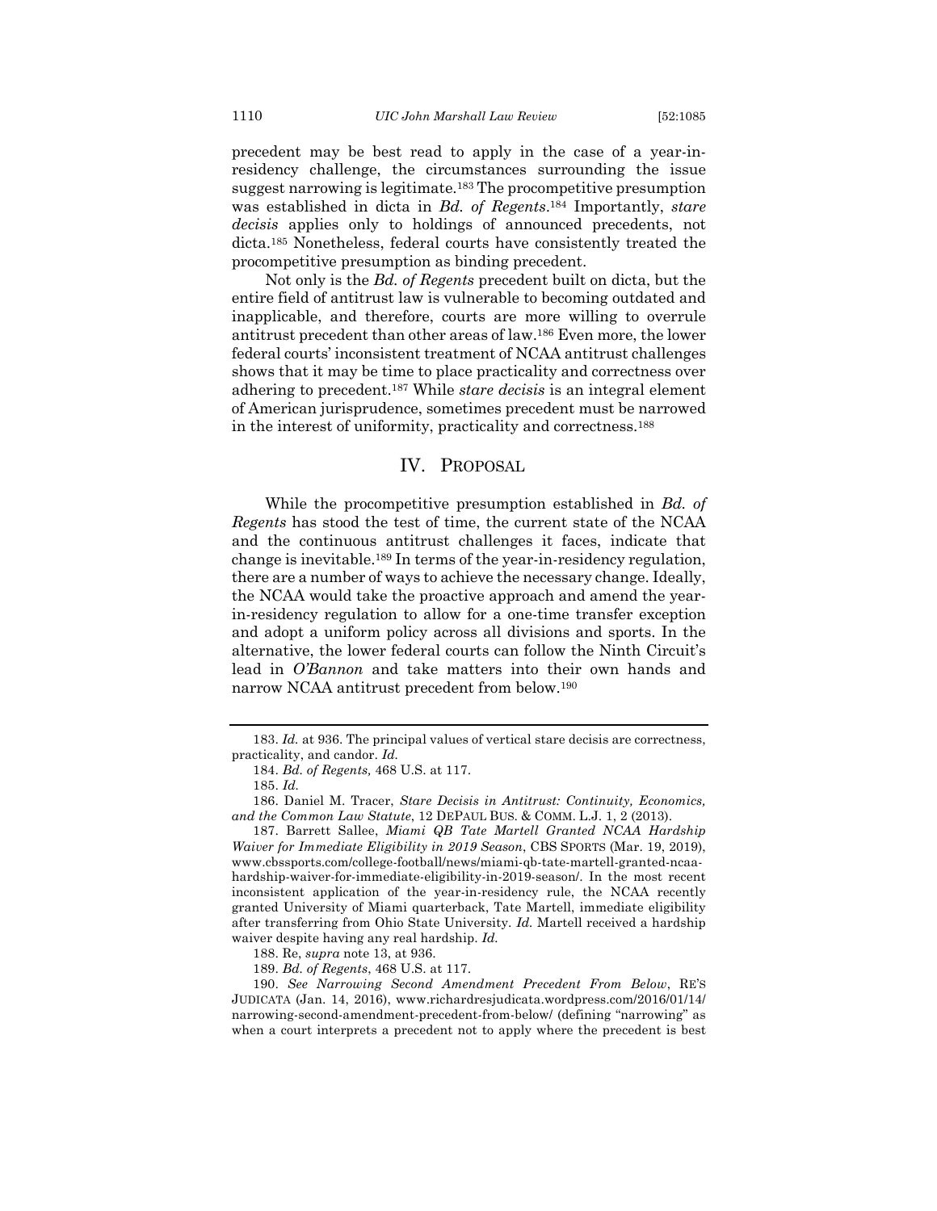precedent may be best read to apply in the case of a year-in-residency challenge, the circumstances surrounding the issue suggest narrowing is legitimate.[183] The procompetitive presumption was established in dicta in *Bd. of Regents*.[184] Importantly, *stare decisis* applies only to holdings of announced precedents, not dicta.[185] Nonetheless, federal courts have consistently treated the procompetitive presumption as binding precedent.

Not only is the *Bd. of Regents* precedent built on dicta, but the entire field of antitrust law is vulnerable to becoming outdated and inapplicable, and therefore, courts are more willing to overrule antitrust precedent than other areas of law.[186] Even more, the lower federal courts' inconsistent treatment of NCAA antitrust challenges shows that it may be time to place practicality and correctness over adhering to precedent.[187] While *stare decisis* is an integral element of American jurisprudence, sometimes precedent must be narrowed in the interest of uniformity, practicality and correctness.[188]

## IV. PROPOSAL

While the procompetitive presumption established in *Bd. of Regents* has stood the test of time, the current state of the NCAA and the continuous antitrust challenges it faces, indicate that change is inevitable.[189] In terms of the year-in-residency regulation, there are a number of ways to achieve the necessary change. Ideally, the NCAA would take the proactive approach and amend the year-in-residency regulation to allow for a one-time transfer exception and adopt a uniform policy across all divisions and sports. In the alternative, the lower federal courts can follow the Ninth Circuit's lead in *O'Bannon* and take matters into their own hands and narrow NCAA antitrust precedent from below.[190]

---

183. *Id.* at 936. The principal values of vertical stare decisis are correctness, practicality, and candor. *Id.*

184. *Bd. of Regents,* 468 U.S. at 117.

185. *Id.*

186. Daniel M. Tracer, *Stare Decisis in Antitrust: Continuity, Economics, and the Common Law Statute*, 12 DEPAUL BUS. & COMM. L.J. 1, 2 (2013).

187. Barrett Sallee, *Miami QB Tate Martell Granted NCAA Hardship Waiver for Immediate Eligibility in 2019 Season*, CBS SPORTS (Mar. 19, 2019), www.cbssports.com/college-football/news/miami-qb-tate-martell-granted-ncaa-hardship-waiver-for-immediate-eligibility-in-2019-season/. In the most recent inconsistent application of the year-in-residency rule, the NCAA recently granted University of Miami quarterback, Tate Martell, immediate eligibility after transferring from Ohio State University. *Id.* Martell received a hardship waiver despite having any real hardship. *Id.*

188. Re, *supra* note 13, at 936.

189. *Bd. of Regents*, 468 U.S. at 117.

190. *See Narrowing Second Amendment Precedent From Below*, RE'S JUDICATA (Jan. 14, 2016), www.richardresjudicata.wordpress.com/2016/01/14/narrowing-second-amendment-precedent-from-below/ (defining "narrowing" as when a court interprets a precedent not to apply where the precedent is best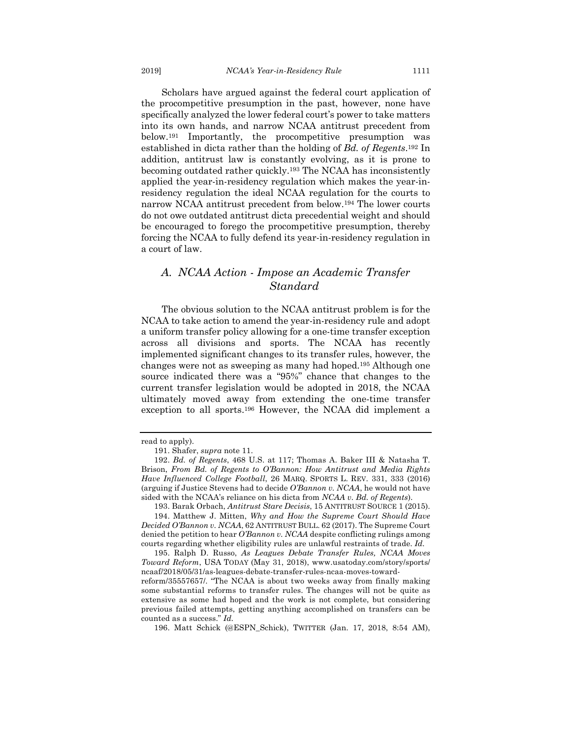Scholars have argued against the federal court application of the procompetitive presumption in the past, however, none have specifically analyzed the lower federal court's power to take matters into its own hands, and narrow NCAA antitrust precedent from below.[191] Importantly, the procompetitive presumption was established in dicta rather than the holding of *Bd. of Regents*.[192] In addition, antitrust law is constantly evolving, as it is prone to becoming outdated rather quickly.[193] The NCAA has inconsistently applied the year-in-residency regulation which makes the year-in-residency regulation the ideal NCAA regulation for the courts to narrow NCAA antitrust precedent from below.[194] The lower courts do not owe outdated antitrust dicta precedential weight and should be encouraged to forego the procompetitive presumption, thereby forcing the NCAA to fully defend its year-in-residency regulation in a court of law.

### *A. NCAA Action - Impose an Academic Transfer Standard*

The obvious solution to the NCAA antitrust problem is for the NCAA to take action to amend the year-in-residency rule and adopt a uniform transfer policy allowing for a one-time transfer exception across all divisions and sports. The NCAA has recently implemented significant changes to its transfer rules, however, the changes were not as sweeping as many had hoped.[195] Although one source indicated there was a "95%" chance that changes to the current transfer legislation would be adopted in 2018, the NCAA ultimately moved away from extending the one-time transfer exception to all sports.[196] However, the NCAA did implement a

---

read to apply).

191. Shafer, *supra* note 11.

192. *Bd. of Regents*, 468 U.S. at 117; Thomas A. Baker III & Natasha T. Brison, *From Bd. of Regents to O'Bannon: How Antitrust and Media Rights Have Influenced College Football*, 26 MARQ. SPORTS L. REV. 331, 333 (2016) (arguing if Justice Stevens had to decide *O'Bannon v. NCAA*, he would not have sided with the NCAA's reliance on his dicta from *NCAA v. Bd. of Regents*).

193. Barak Orbach, *Antitrust Stare Decisis*, 15 ANTITRUST SOURCE 1 (2015).

194. Matthew J. Mitten, *Why and How the Supreme Court Should Have Decided O'Bannon v. NCAA*, 62 ANTITRUST BULL. 62 (2017). The Supreme Court denied the petition to hear *O'Bannon v. NCAA* despite conflicting rulings among courts regarding whether eligibility rules are unlawful restraints of trade. *Id.*

195. Ralph D. Russo, *As Leagues Debate Transfer Rules, NCAA Moves Toward Reform*, USA TODAY (May 31, 2018), www.usatoday.com/story/sports/ncaaf/2018/05/31/as-leagues-debate-transfer-rules-ncaa-moves-toward-reform/35557657/. "The NCAA is about two weeks away from finally making some substantial reforms to transfer rules. The changes will not be quite as extensive as some had hoped and the work is not complete, but considering previous failed attempts, getting anything accomplished on transfers can be counted as a success." *Id.*

196. Matt Schick (@ESPN_Schick), TWITTER (Jan. 17, 2018, 8:54 AM),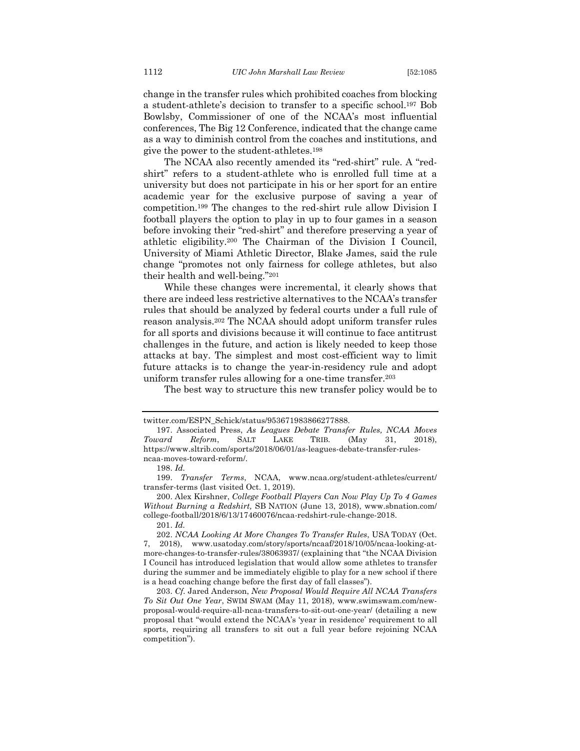change in the transfer rules which prohibited coaches from blocking a student-athlete's decision to transfer to a specific school.[197] Bob Bowlsby, Commissioner of one of the NCAA's most influential conferences, The Big 12 Conference, indicated that the change came as a way to diminish control from the coaches and institutions, and give the power to the student-athletes.[198]

The NCAA also recently amended its "red-shirt" rule. A "red-shirt" refers to a student-athlete who is enrolled full time at a university but does not participate in his or her sport for an entire academic year for the exclusive purpose of saving a year of competition.[199] The changes to the red-shirt rule allow Division I football players the option to play in up to four games in a season before invoking their "red-shirt" and therefore preserving a year of athletic eligibility.[200] The Chairman of the Division I Council, University of Miami Athletic Director, Blake James, said the rule change "promotes not only fairness for college athletes, but also their health and well-being."[201]

While these changes were incremental, it clearly shows that there are indeed less restrictive alternatives to the NCAA's transfer rules that should be analyzed by federal courts under a full rule of reason analysis.[202] The NCAA should adopt uniform transfer rules for all sports and divisions because it will continue to face antitrust challenges in the future, and action is likely needed to keep those attacks at bay. The simplest and most cost-efficient way to limit future attacks is to change the year-in-residency rule and adopt uniform transfer rules allowing for a one-time transfer.[203]

The best way to structure this new transfer policy would be to

---

twitter.com/ESPN_Schick/status/953671983866277888.

197. Associated Press, *As Leagues Debate Transfer Rules, NCAA Moves Toward Reform*, SALT LAKE TRIB. (May 31, 2018), https://www.sltrib.com/sports/2018/06/01/as-leagues-debate-transfer-rules-ncaa-moves-toward-reform/.

198. *Id.*

199. *Transfer Terms*, NCAA, www.ncaa.org/student-athletes/current/transfer-terms (last visited Oct. 1, 2019).

200. Alex Kirshner, *College Football Players Can Now Play Up To 4 Games Without Burning a Redshirt,* SB NATION (June 13, 2018), www.sbnation.com/college-football/2018/6/13/17460076/ncaa-redshirt-rule-change-2018.

201. *Id.*

202. *NCAA Looking At More Changes To Transfer Rules*, USA TODAY (Oct. 7, 2018), www.usatoday.com/story/sports/ncaaf/2018/10/05/ncaa-looking-at-more-changes-to-transfer-rules/38063937/ (explaining that "the NCAA Division I Council has introduced legislation that would allow some athletes to transfer during the summer and be immediately eligible to play for a new school if there is a head coaching change before the first day of fall classes").

203. *Cf.* Jared Anderson, *New Proposal Would Require All NCAA Transfers To Sit Out One Year*, SWIM SWAM (May 11, 2018), www.swimswam.com/new-proposal-would-require-all-ncaa-transfers-to-sit-out-one-year/ (detailing a new proposal that "would extend the NCAA's 'year in residence' requirement to all sports, requiring all transfers to sit out a full year before rejoining NCAA competition").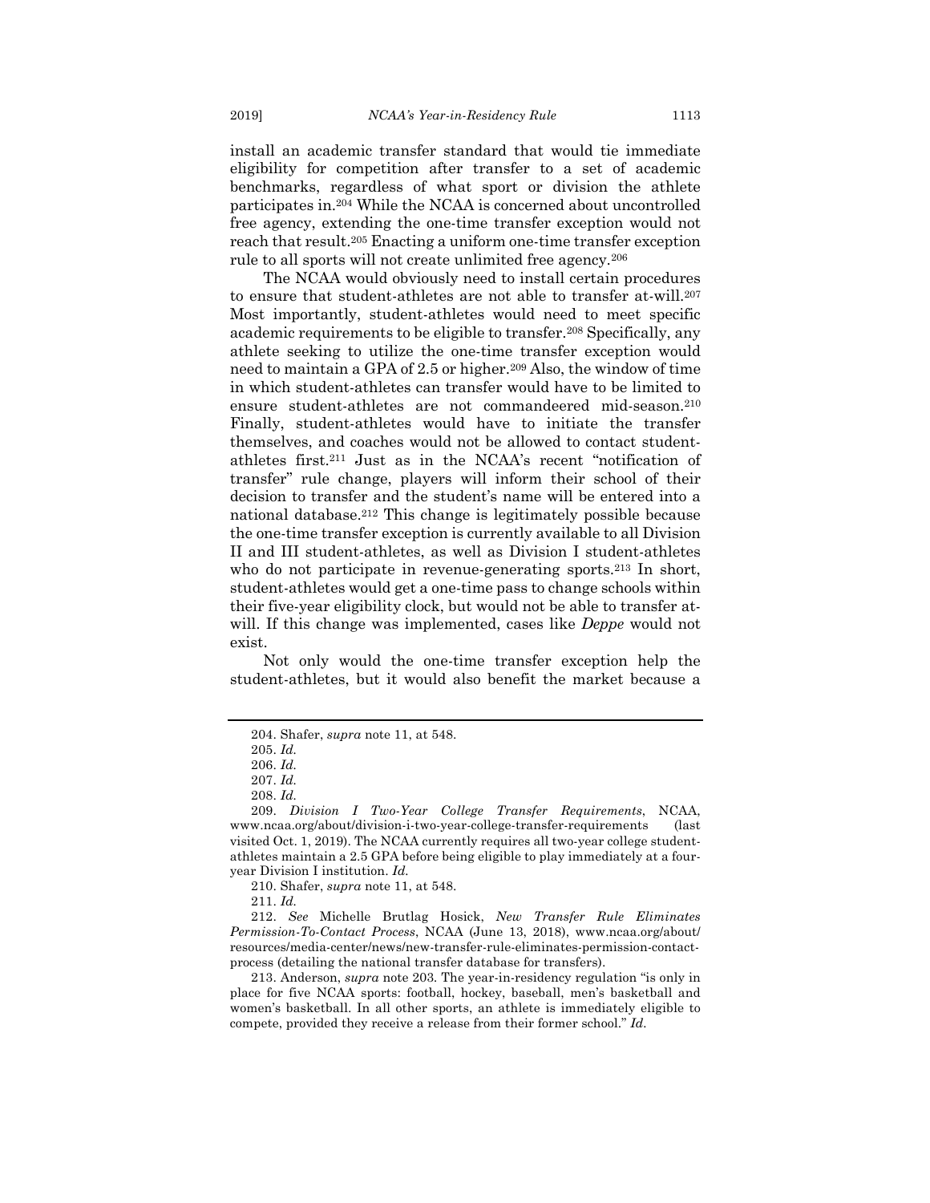install an academic transfer standard that would tie immediate eligibility for competition after transfer to a set of academic benchmarks, regardless of what sport or division the athlete participates in.[204] While the NCAA is concerned about uncontrolled free agency, extending the one-time transfer exception would not reach that result.[205] Enacting a uniform one-time transfer exception rule to all sports will not create unlimited free agency.[206]

The NCAA would obviously need to install certain procedures to ensure that student-athletes are not able to transfer at-will.[207] Most importantly, student-athletes would need to meet specific academic requirements to be eligible to transfer.[208] Specifically, any athlete seeking to utilize the one-time transfer exception would need to maintain a GPA of 2.5 or higher.[209] Also, the window of time in which student-athletes can transfer would have to be limited to ensure student-athletes are not commandeered mid-season.[210] Finally, student-athletes would have to initiate the transfer themselves, and coaches would not be allowed to contact student-athletes first.[211] Just as in the NCAA's recent "notification of transfer" rule change, players will inform their school of their decision to transfer and the student's name will be entered into a national database.[212] This change is legitimately possible because the one-time transfer exception is currently available to all Division II and III student-athletes, as well as Division I student-athletes who do not participate in revenue-generating sports.[213] In short, student-athletes would get a one-time pass to change schools within their five-year eligibility clock, but would not be able to transfer at-will. If this change was implemented, cases like *Deppe* would not exist.

Not only would the one-time transfer exception help the student-athletes, but it would also benefit the market because a

---

204. Shafer, *supra* note 11, at 548.

205. *Id.*

206. *Id.*

207. *Id.*

208. *Id.*

209. *Division I Two-Year College Transfer Requirements*, NCAA, www.ncaa.org/about/division-i-two-year-college-transfer-requirements (last visited Oct. 1, 2019). The NCAA currently requires all two-year college student-athletes maintain a 2.5 GPA before being eligible to play immediately at a four-year Division I institution. *Id.*

210. Shafer, *supra* note 11, at 548.

211. *Id.*

212. *See* Michelle Brutlag Hosick, *New Transfer Rule Eliminates Permission-To-Contact Process*, NCAA (June 13, 2018), www.ncaa.org/about/resources/media-center/news/new-transfer-rule-eliminates-permission-contact-process (detailing the national transfer database for transfers).

213. Anderson, *supra* note 203. The year-in-residency regulation "is only in place for five NCAA sports: football, hockey, baseball, men's basketball and women's basketball. In all other sports, an athlete is immediately eligible to compete, provided they receive a release from their former school." *Id.*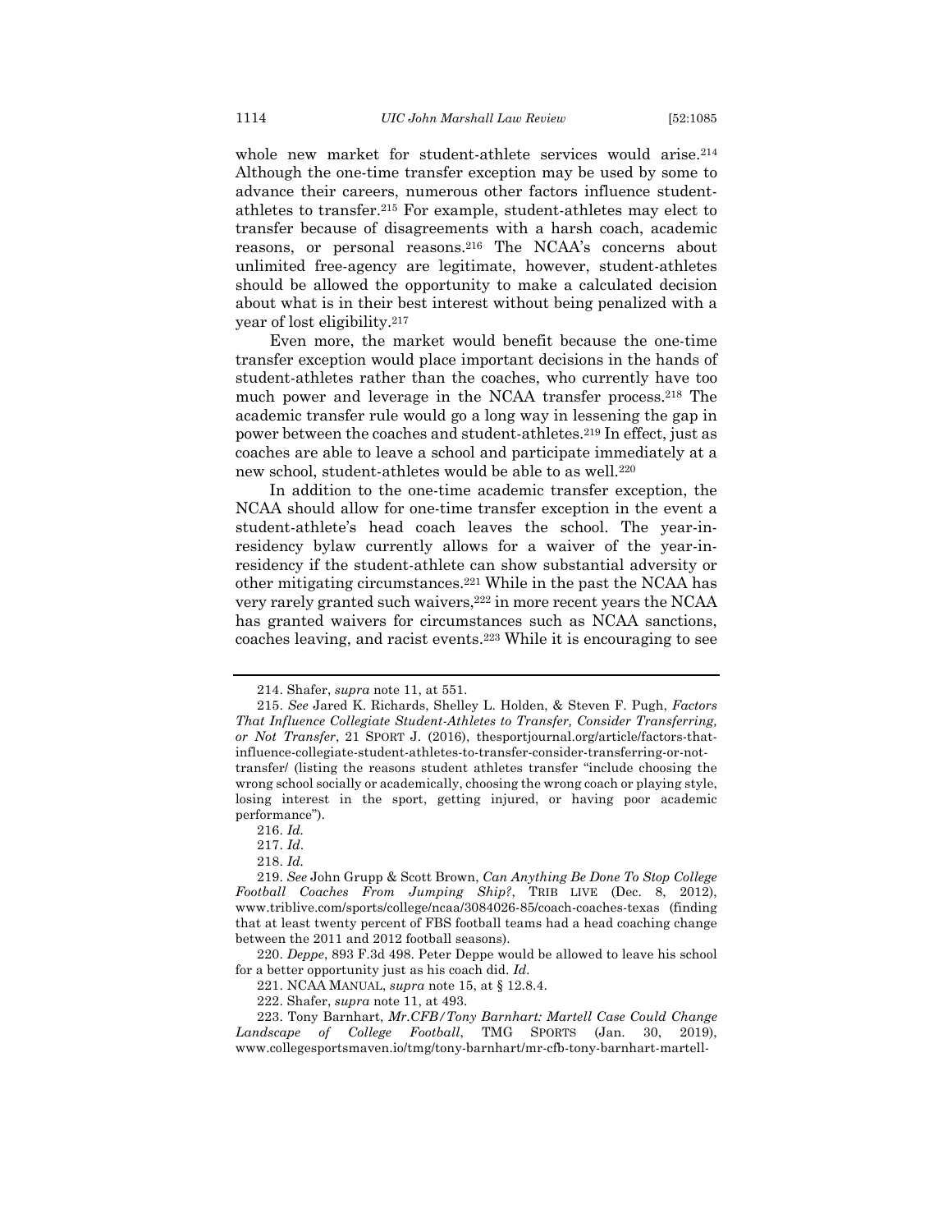whole new market for student-athlete services would arise.[214] Although the one-time transfer exception may be used by some to advance their careers, numerous other factors influence student-athletes to transfer.[215] For example, student-athletes may elect to transfer because of disagreements with a harsh coach, academic reasons, or personal reasons.[216] The NCAA's concerns about unlimited free-agency are legitimate, however, student-athletes should be allowed the opportunity to make a calculated decision about what is in their best interest without being penalized with a year of lost eligibility.[217]

Even more, the market would benefit because the one-time transfer exception would place important decisions in the hands of student-athletes rather than the coaches, who currently have too much power and leverage in the NCAA transfer process.[218] The academic transfer rule would go a long way in lessening the gap in power between the coaches and student-athletes.[219] In effect, just as coaches are able to leave a school and participate immediately at a new school, student-athletes would be able to as well.[220]

In addition to the one-time academic transfer exception, the NCAA should allow for one-time transfer exception in the event a student-athlete's head coach leaves the school. The year-in-residency bylaw currently allows for a waiver of the year-in-residency if the student-athlete can show substantial adversity or other mitigating circumstances.[221] While in the past the NCAA has very rarely granted such waivers,[222] in more recent years the NCAA has granted waivers for circumstances such as NCAA sanctions, coaches leaving, and racist events.[223] While it is encouraging to see

---

214. Shafer, *supra* note 11, at 551.

215. *See* Jared K. Richards, Shelley L. Holden, & Steven F. Pugh, *Factors That Influence Collegiate Student-Athletes to Transfer, Consider Transferring, or Not Transfer*, 21 SPORT J. (2016), thesportjournal.org/article/factors-that-influence-collegiate-student-athletes-to-transfer-consider-transferring-or-not-transfer/ (listing the reasons student athletes transfer "include choosing the wrong school socially or academically, choosing the wrong coach or playing style, losing interest in the sport, getting injured, or having poor academic performance").

216. *Id.*

217. *Id.*

218. *Id.*

219. *See* John Grupp & Scott Brown, *Can Anything Be Done To Stop College Football Coaches From Jumping Ship?*, TRIB LIVE (Dec. 8, 2012), www.triblive.com/sports/college/ncaa/3084026-85/coach-coaches-texas (finding that at least twenty percent of FBS football teams had a head coaching change between the 2011 and 2012 football seasons).

220. *Deppe*, 893 F.3d 498. Peter Deppe would be allowed to leave his school for a better opportunity just as his coach did. *Id.*

221. NCAA MANUAL, *supra* note 15, at § 12.8.4.

222. Shafer, *supra* note 11, at 493.

223. Tony Barnhart, *Mr.CFB/Tony Barnhart: Martell Case Could Change Landscape of College Football*, TMG SPORTS (Jan. 30, 2019), www.collegesportsmaven.io/tmg/tony-barnhart/mr-cfb-tony-barnhart-martell-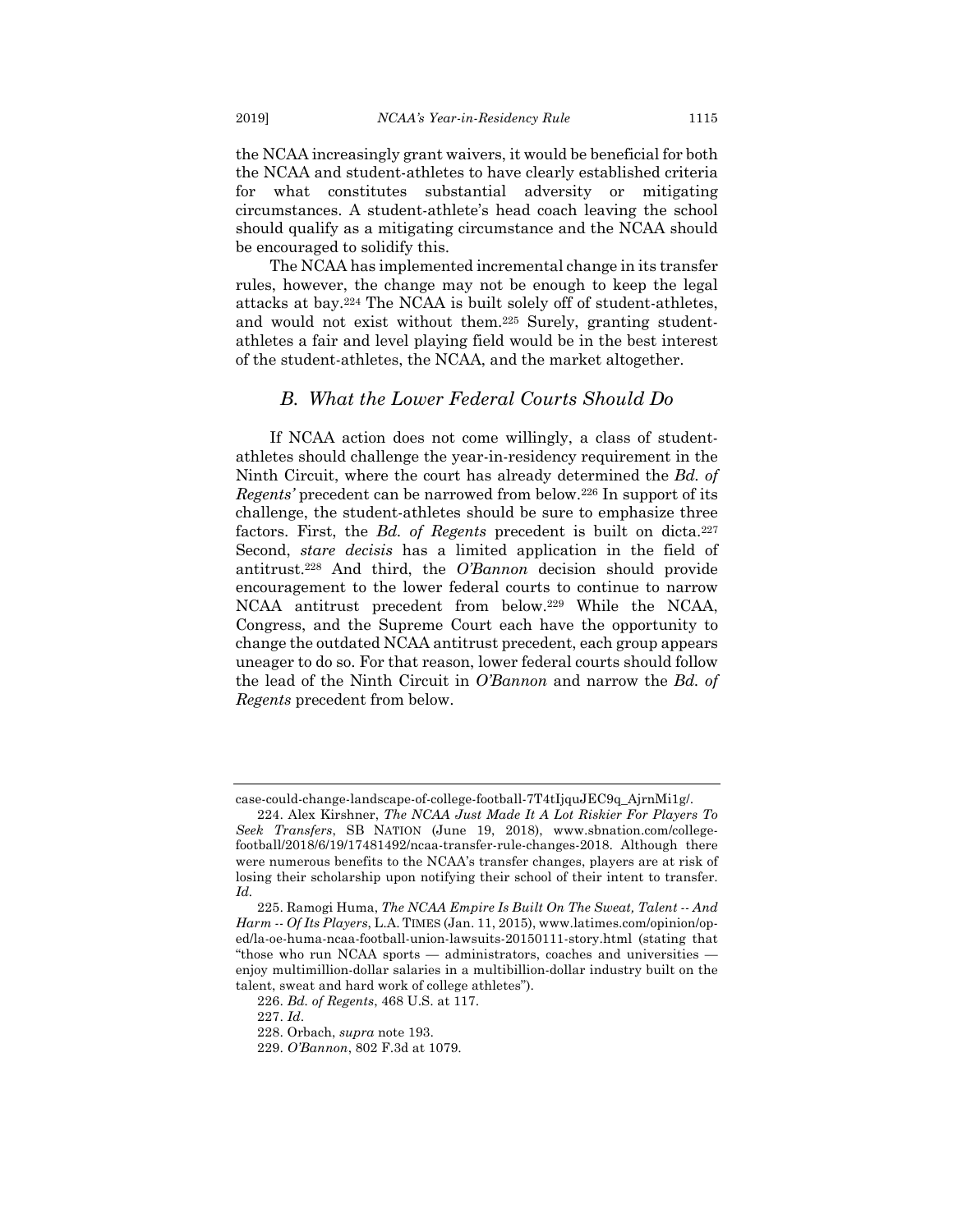the NCAA increasingly grant waivers, it would be beneficial for both the NCAA and student-athletes to have clearly established criteria for what constitutes substantial adversity or mitigating circumstances. A student-athlete's head coach leaving the school should qualify as a mitigating circumstance and the NCAA should be encouraged to solidify this.

The NCAA has implemented incremental change in its transfer rules, however, the change may not be enough to keep the legal attacks at bay.[224] The NCAA is built solely off of student-athletes, and would not exist without them.[225] Surely, granting student-athletes a fair and level playing field would be in the best interest of the student-athletes, the NCAA, and the market altogether.

### *B. What the Lower Federal Courts Should Do*

If NCAA action does not come willingly, a class of student-athletes should challenge the year-in-residency requirement in the Ninth Circuit, where the court has already determined the *Bd. of Regents'* precedent can be narrowed from below.[226] In support of its challenge, the student-athletes should be sure to emphasize three factors. First, the *Bd. of Regents* precedent is built on dicta.[227] Second, *stare decisis* has a limited application in the field of antitrust.[228] And third, the *O'Bannon* decision should provide encouragement to the lower federal courts to continue to narrow NCAA antitrust precedent from below.[229] While the NCAA, Congress, and the Supreme Court each have the opportunity to change the outdated NCAA antitrust precedent, each group appears uneager to do so. For that reason, lower federal courts should follow the lead of the Ninth Circuit in *O'Bannon* and narrow the *Bd. of Regents* precedent from below.

---

case-could-change-landscape-of-college-football-7T4tIjquJEC9q_AjrnMi1g/.

224. Alex Kirshner, *The NCAA Just Made It A Lot Riskier For Players To Seek Transfers*, SB NATION (June 19, 2018), www.sbnation.com/college-football/2018/6/19/17481492/ncaa-transfer-rule-changes-2018. Although there were numerous benefits to the NCAA's transfer changes, players are at risk of losing their scholarship upon notifying their school of their intent to transfer. *Id.*

225. Ramogi Huma, *The NCAA Empire Is Built On The Sweat, Talent -- And Harm -- Of Its Players*, L.A. TIMES (Jan. 11, 2015), www.latimes.com/opinion/op-ed/la-oe-huma-ncaa-football-union-lawsuits-20150111-story.html (stating that "those who run NCAA sports — administrators, coaches and universities — enjoy multimillion-dollar salaries in a multibillion-dollar industry built on the talent, sweat and hard work of college athletes").

226. *Bd. of Regents*, 468 U.S. at 117.

227. *Id.*

228. Orbach, *supra* note 193.

229. *O'Bannon*, 802 F.3d at 1079.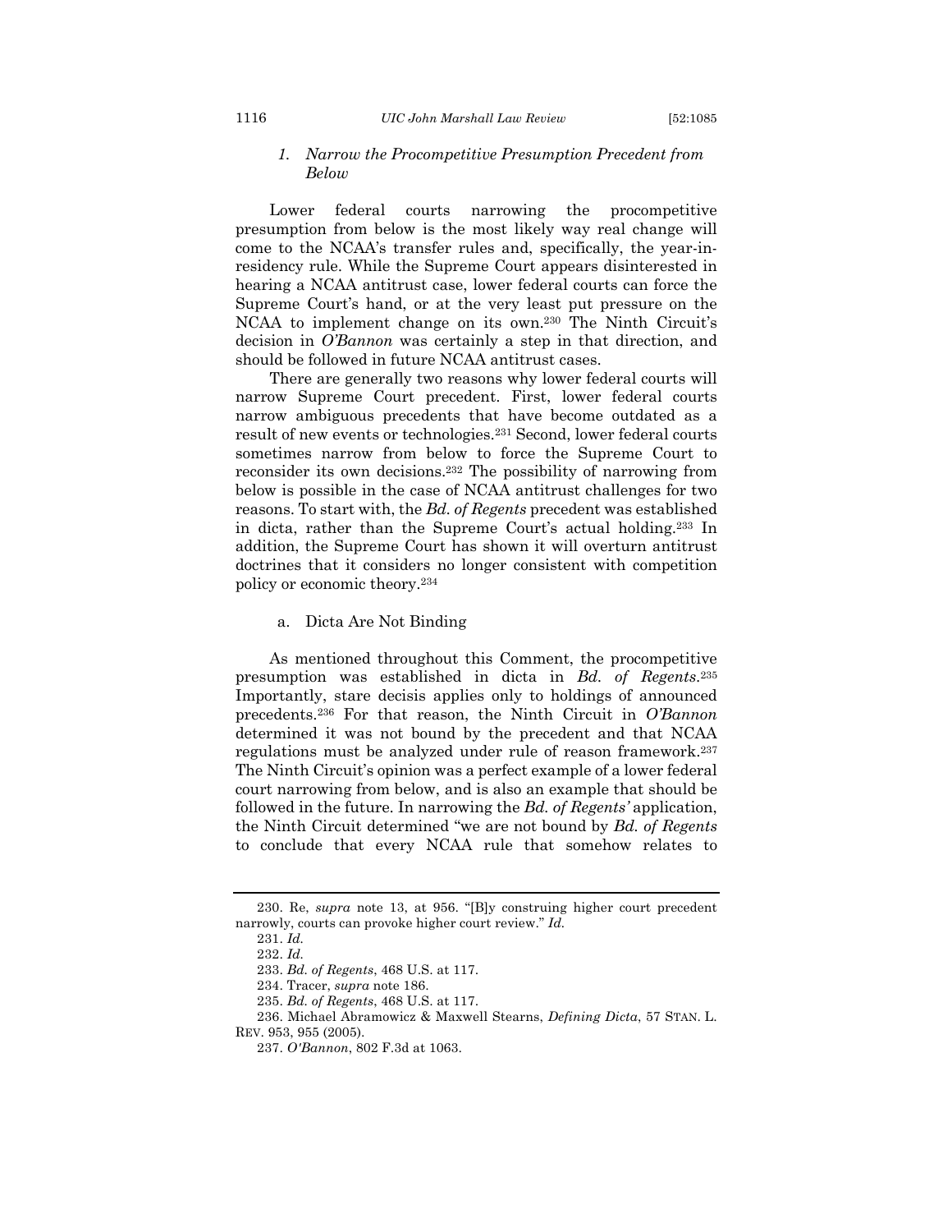### 1. *Narrow the Procompetitive Presumption Precedent from Below*

Lower federal courts narrowing the procompetitive presumption from below is the most likely way real change will come to the NCAA's transfer rules and, specifically, the year-in-residency rule. While the Supreme Court appears disinterested in hearing a NCAA antitrust case, lower federal courts can force the Supreme Court's hand, or at the very least put pressure on the NCAA to implement change on its own.[230] The Ninth Circuit's decision in *O'Bannon* was certainly a step in that direction, and should be followed in future NCAA antitrust cases.

There are generally two reasons why lower federal courts will narrow Supreme Court precedent. First, lower federal courts narrow ambiguous precedents that have become outdated as a result of new events or technologies.[231] Second, lower federal courts sometimes narrow from below to force the Supreme Court to reconsider its own decisions.[232] The possibility of narrowing from below is possible in the case of NCAA antitrust challenges for two reasons. To start with, the *Bd. of Regents* precedent was established in dicta, rather than the Supreme Court's actual holding.[233] In addition, the Supreme Court has shown it will overturn antitrust doctrines that it considers no longer consistent with competition policy or economic theory.[234]

#### a. Dicta Are Not Binding

As mentioned throughout this Comment, the procompetitive presumption was established in dicta in *Bd. of Regents*.[235] Importantly, stare decisis applies only to holdings of announced precedents.[236] For that reason, the Ninth Circuit in *O'Bannon* determined it was not bound by the precedent and that NCAA regulations must be analyzed under rule of reason framework.[237] The Ninth Circuit's opinion was a perfect example of a lower federal court narrowing from below, and is also an example that should be followed in the future. In narrowing the *Bd. of Regents'* application, the Ninth Circuit determined "we are not bound by *Bd. of Regents* to conclude that every NCAA rule that somehow relates to

---

230. Re, *supra* note 13, at 956. "[B]y construing higher court precedent narrowly, courts can provoke higher court review." *Id.*

231. *Id.*

232. *Id.*

233. *Bd. of Regents*, 468 U.S. at 117.

234. Tracer, *supra* note 186.

235. *Bd. of Regents*, 468 U.S. at 117.

236. Michael Abramowicz & Maxwell Stearns, *Defining Dicta*, 57 STAN. L. REV. 953, 955 (2005).

237. *O'Bannon*, 802 F.3d at 1063.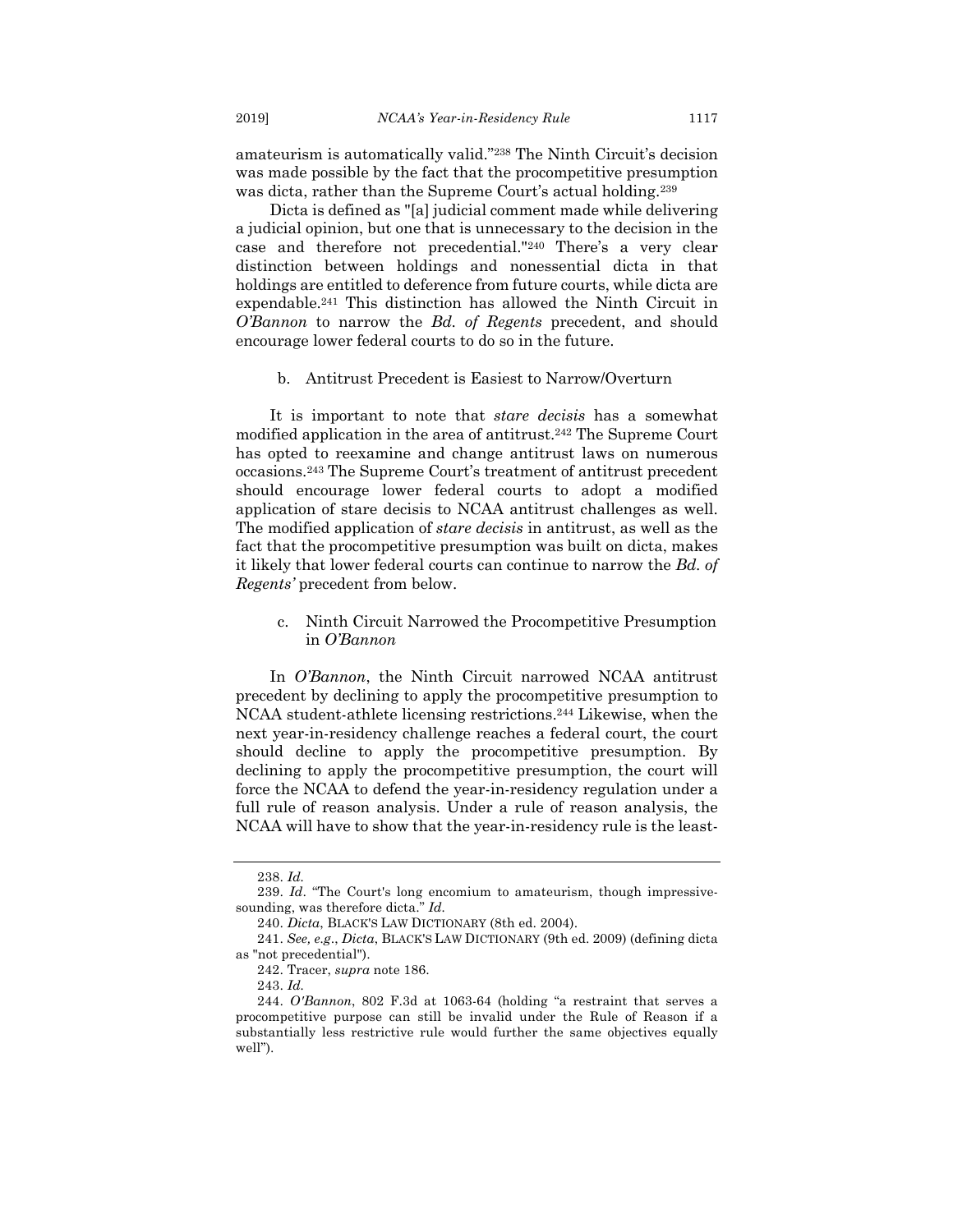amateurism is automatically valid."[238] The Ninth Circuit's decision was made possible by the fact that the procompetitive presumption was dicta, rather than the Supreme Court's actual holding.[239]

Dicta is defined as "[a] judicial comment made while delivering a judicial opinion, but one that is unnecessary to the decision in the case and therefore not precedential."[240] There's a very clear distinction between holdings and nonessential dicta in that holdings are entitled to deference from future courts, while dicta are expendable.[241] This distinction has allowed the Ninth Circuit in *O'Bannon* to narrow the *Bd. of Regents* precedent, and should encourage lower federal courts to do so in the future.

#### b. Antitrust Precedent is Easiest to Narrow/Overturn

It is important to note that *stare decisis* has a somewhat modified application in the area of antitrust.[242] The Supreme Court has opted to reexamine and change antitrust laws on numerous occasions.[243] The Supreme Court's treatment of antitrust precedent should encourage lower federal courts to adopt a modified application of stare decisis to NCAA antitrust challenges as well. The modified application of *stare decisis* in antitrust, as well as the fact that the procompetitive presumption was built on dicta, makes it likely that lower federal courts can continue to narrow the *Bd. of Regents'* precedent from below.

#### c. Ninth Circuit Narrowed the Procompetitive Presumption in *O'Bannon*

In *O'Bannon*, the Ninth Circuit narrowed NCAA antitrust precedent by declining to apply the procompetitive presumption to NCAA student-athlete licensing restrictions.[244] Likewise, when the next year-in-residency challenge reaches a federal court, the court should decline to apply the procompetitive presumption. By declining to apply the procompetitive presumption, the court will force the NCAA to defend the year-in-residency regulation under a full rule of reason analysis. Under a rule of reason analysis, the NCAA will have to show that the year-in-residency rule is the least-

---

238. *Id.*

239. *Id*. "The Court's long encomium to amateurism, though impressive-sounding, was therefore dicta." *Id.*

240. *Dicta*, BLACK'S LAW DICTIONARY (8th ed. 2004).

241. *See, e.g.*, *Dicta*, BLACK'S LAW DICTIONARY (9th ed. 2009) (defining dicta as "not precedential").

242. Tracer, *supra* note 186.

243. *Id.*

244. *O'Bannon*, 802 F.3d at 1063-64 (holding "a restraint that serves a procompetitive purpose can still be invalid under the Rule of Reason if a substantially less restrictive rule would further the same objectives equally well").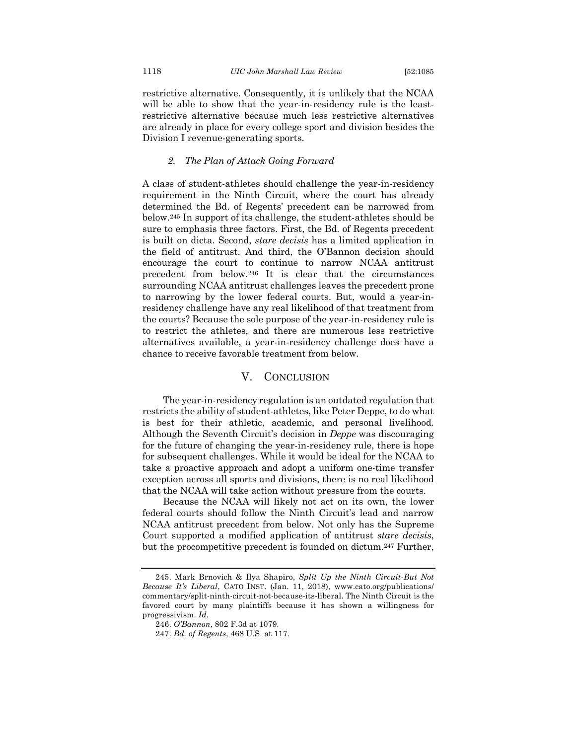restrictive alternative. Consequently, it is unlikely that the NCAA will be able to show that the year-in-residency rule is the least-restrictive alternative because much less restrictive alternatives are already in place for every college sport and division besides the Division I revenue-generating sports.

#### *2. The Plan of Attack Going Forward*

A class of student-athletes should challenge the year-in-residency requirement in the Ninth Circuit, where the court has already determined the Bd. of Regents' precedent can be narrowed from below.[245] In support of its challenge, the student-athletes should be sure to emphasis three factors. First, the Bd. of Regents precedent is built on dicta. Second, *stare decisis* has a limited application in the field of antitrust. And third, the O'Bannon decision should encourage the court to continue to narrow NCAA antitrust precedent from below.[246] It is clear that the circumstances surrounding NCAA antitrust challenges leaves the precedent prone to narrowing by the lower federal courts. But, would a year-in-residency challenge have any real likelihood of that treatment from the courts? Because the sole purpose of the year-in-residency rule is to restrict the athletes, and there are numerous less restrictive alternatives available, a year-in-residency challenge does have a chance to receive favorable treatment from below.

## V. Conclusion

The year-in-residency regulation is an outdated regulation that restricts the ability of student-athletes, like Peter Deppe, to do what is best for their athletic, academic, and personal livelihood. Although the Seventh Circuit's decision in *Deppe* was discouraging for the future of changing the year-in-residency rule, there is hope for subsequent challenges. While it would be ideal for the NCAA to take a proactive approach and adopt a uniform one-time transfer exception across all sports and divisions, there is no real likelihood that the NCAA will take action without pressure from the courts.

Because the NCAA will likely not act on its own, the lower federal courts should follow the Ninth Circuit's lead and narrow NCAA antitrust precedent from below. Not only has the Supreme Court supported a modified application of antitrust *stare decisis*, but the procompetitive precedent is founded on dictum.[247] Further,

---

245. Mark Brnovich & Ilya Shapiro, *Split Up the Ninth Circuit-But Not Because It's Liberal*, CATO INST. (Jan. 11, 2018), www.cato.org/publications/commentary/split-ninth-circuit-not-because-its-liberal. The Ninth Circuit is the favored court by many plaintiffs because it has shown a willingness for progressivism. *Id.*

246. *O'Bannon*, 802 F.3d at 1079.

247. *Bd. of Regents*, 468 U.S. at 117.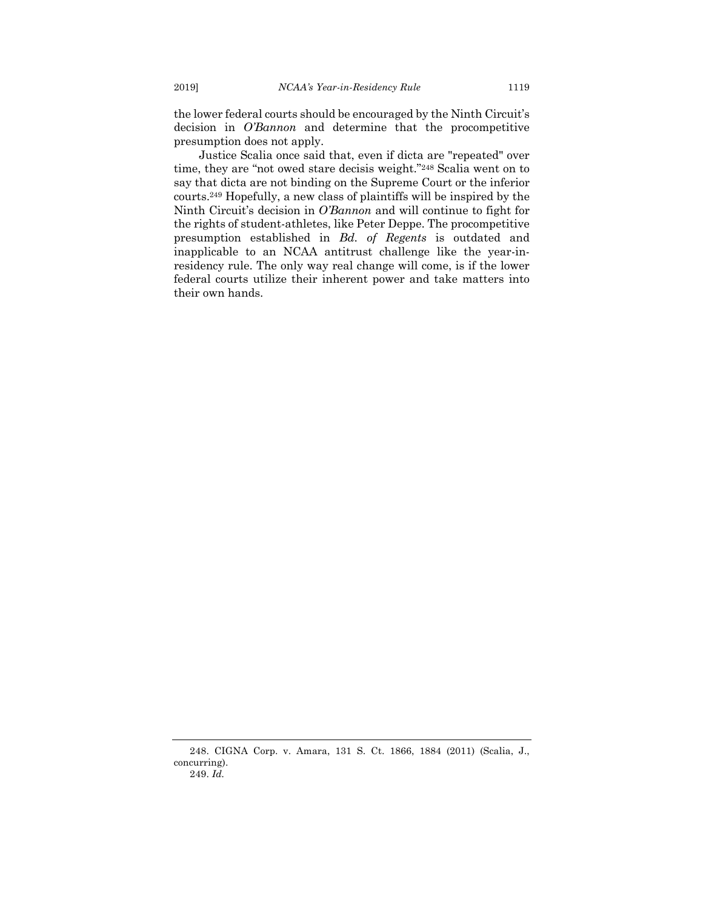the lower federal courts should be encouraged by the Ninth Circuit's decision in *O'Bannon* and determine that the procompetitive presumption does not apply.

Justice Scalia once said that, even if dicta are "repeated" over time, they are "not owed stare decisis weight."[248] Scalia went on to say that dicta are not binding on the Supreme Court or the inferior courts.[249] Hopefully, a new class of plaintiffs will be inspired by the Ninth Circuit's decision in *O'Bannon* and will continue to fight for the rights of student-athletes, like Peter Deppe. The procompetitive presumption established in *Bd. of Regents* is outdated and inapplicable to an NCAA antitrust challenge like the year-in-residency rule. The only way real change will come, is if the lower federal courts utilize their inherent power and take matters into their own hands.

---

248. CIGNA Corp. v. Amara, 131 S. Ct. 1866, 1884 (2011) (Scalia, J., concurring).

249. *Id.*